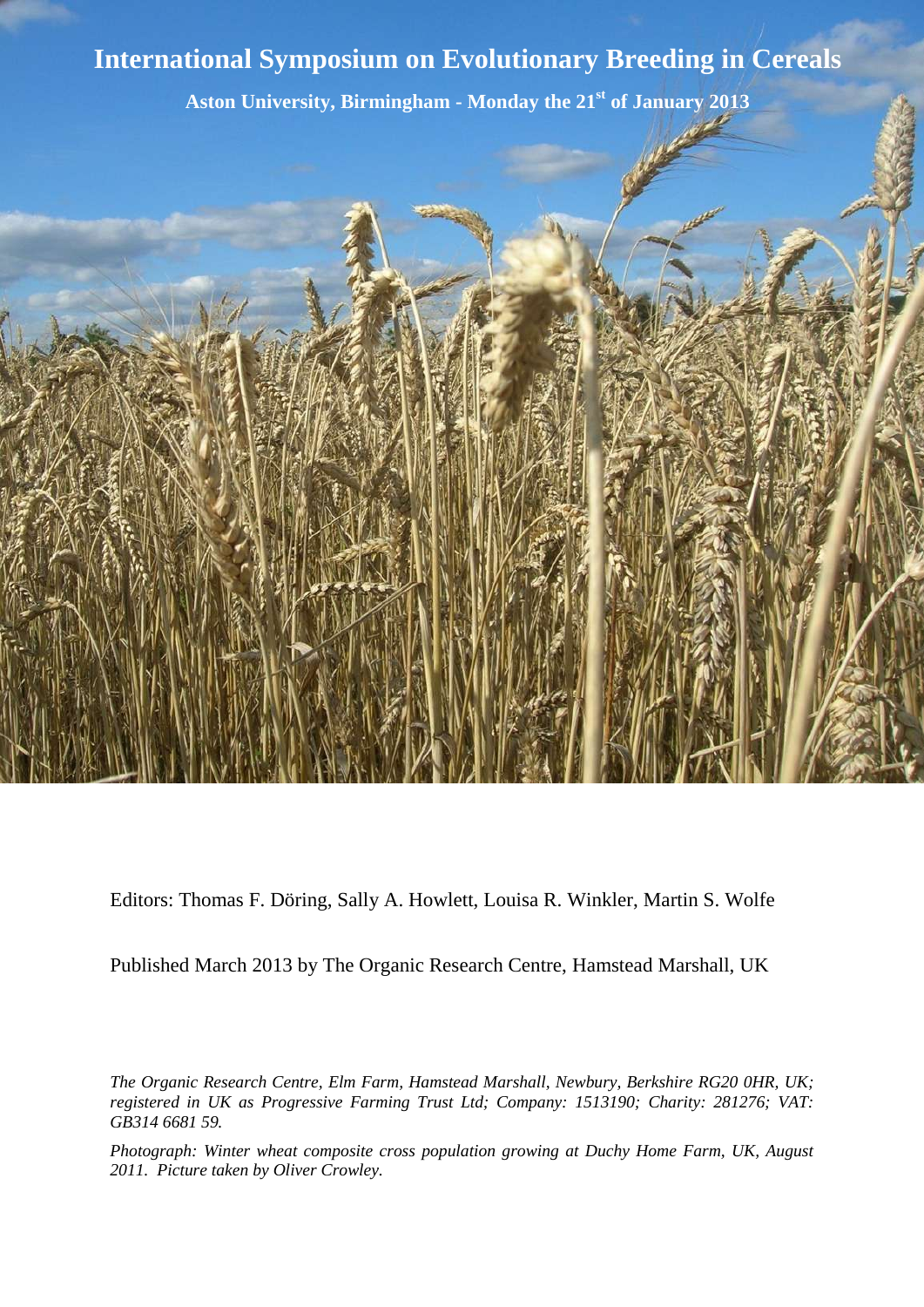# International Symposium on Evolutionary Breeding in Cereals

**Aston University, Birmingham - Monday the 21st of January 2013**

Editors: Thomas F. Döring, Sally A. Howlett, Louisa R. Winkler, Martin S. Wolfe

Published March 2013 by The Organic Research Centre, Hamstead Marshall, UK

*The Organic Research Centre, Elm Farm, Hamstead Marshall, Newbury, Berkshire RG20 0HR, UK; registered in UK as Progressive Farming Trust Ltd; Company: 1513190; Charity: 281276; VAT: GB314 6681 59.*

*Photograph: Winter wheat composite cross population growing at Duchy Home Farm, UK, August 2011. Picture taken by Oliver Crowley.*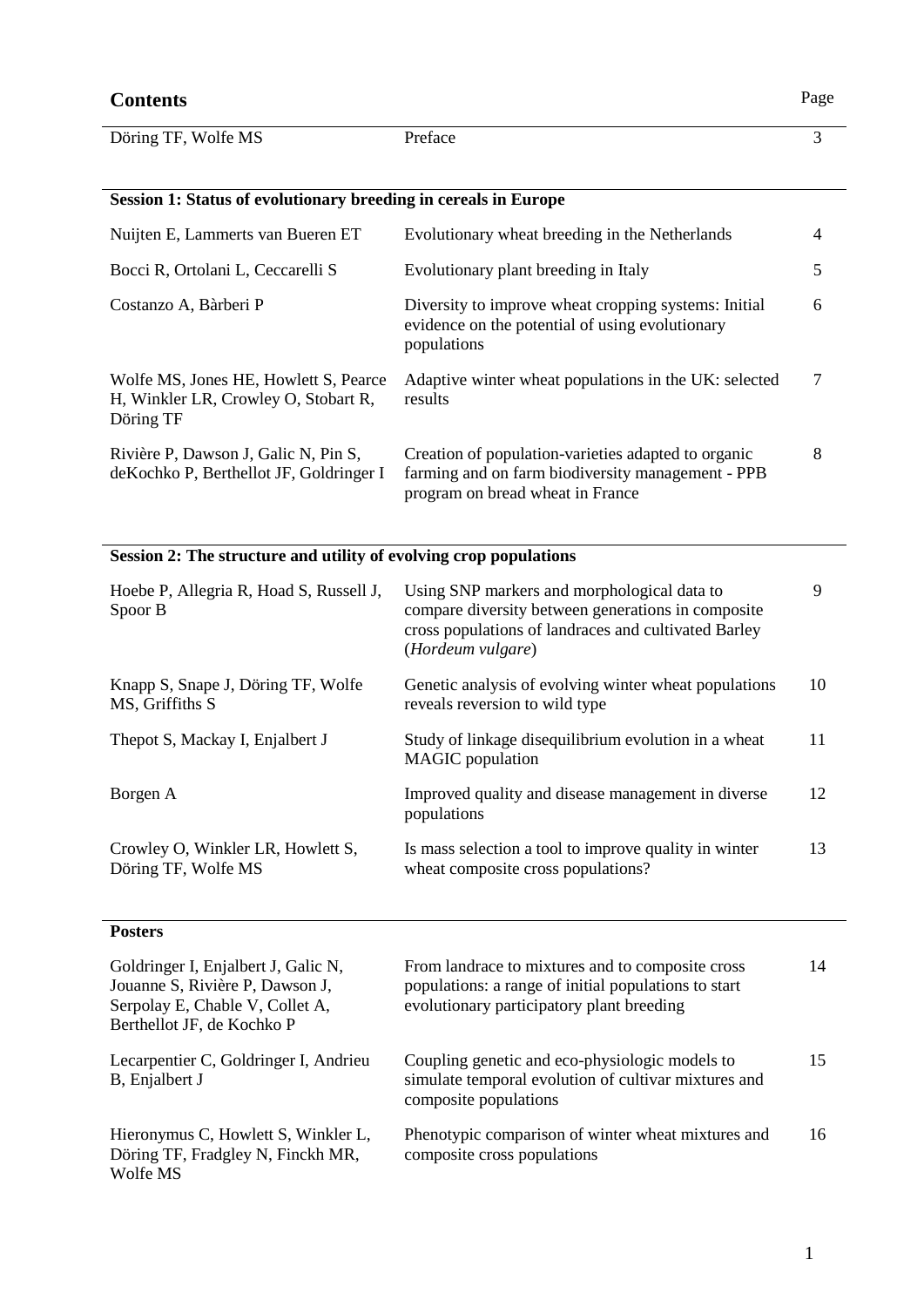# Contents

| | | Page |
|---|---|---|
| Döring TF, Wolfe MS | Preface | 3 |

**Session 1: Status of evolutionary breeding in cereals in Europe**

| | | |
|---|---|---|
| Nuijten E, Lammerts van Bueren ET | Evolutionary wheat breeding in the Netherlands | 4 |
| Bocci R, Ortolani L, Ceccarelli S | Evolutionary plant breeding in Italy | 5 |
| Costanzo A, Bàrberi P | Diversity to improve wheat cropping systems: Initial evidence on the potential of using evolutionary populations | 6 |
| Wolfe MS, Jones HE, Howlett S, Pearce H, Winkler LR, Crowley O, Stobart R, Döring TF | Adaptive winter wheat populations in the UK: selected results | 7 |
| Rivière P, Dawson J, Galic N, Pin S, deKochko P, Berthellot JF, Goldringer I | Creation of population-varieties adapted to organic farming and on farm biodiversity management - PPB program on bread wheat in France | 8 |

**Session 2: The structure and utility of evolving crop populations**

| | | |
|---|---|---|
| Hoebe P, Allegria R, Hoad S, Russell J, Spoor B | Using SNP markers and morphological data to compare diversity between generations in composite cross populations of landraces and cultivated Barley (*Hordeum vulgare*) | 9 |
| Knapp S, Snape J, Döring TF, Wolfe MS, Griffiths S | Genetic analysis of evolving winter wheat populations reveals reversion to wild type | 10 |
| Thepot S, Mackay I, Enjalbert J | Study of linkage disequilibrium evolution in a wheat MAGIC population | 11 |
| Borgen A | Improved quality and disease management in diverse populations | 12 |
| Crowley O, Winkler LR, Howlett S, Döring TF, Wolfe MS | Is mass selection a tool to improve quality in winter wheat composite cross populations? | 13 |

**Posters**

| | | |
|---|---|---|
| Goldringer I, Enjalbert J, Galic N, Jouanne S, Rivière P, Dawson J, Serpolay E, Chable V, Collet A, Berthellot JF, de Kochko P | From landrace to mixtures and to composite cross populations: a range of initial populations to start evolutionary participatory plant breeding | 14 |
| Lecarpentier C, Goldringer I, Andrieu B, Enjalbert J | Coupling genetic and eco-physiologic models to simulate temporal evolution of cultivar mixtures and composite populations | 15 |
| Hieronymus C, Howlett S, Winkler L, Döring TF, Fradgley N, Finckh MR, Wolfe MS | Phenotypic comparison of winter wheat mixtures and composite cross populations | 16 |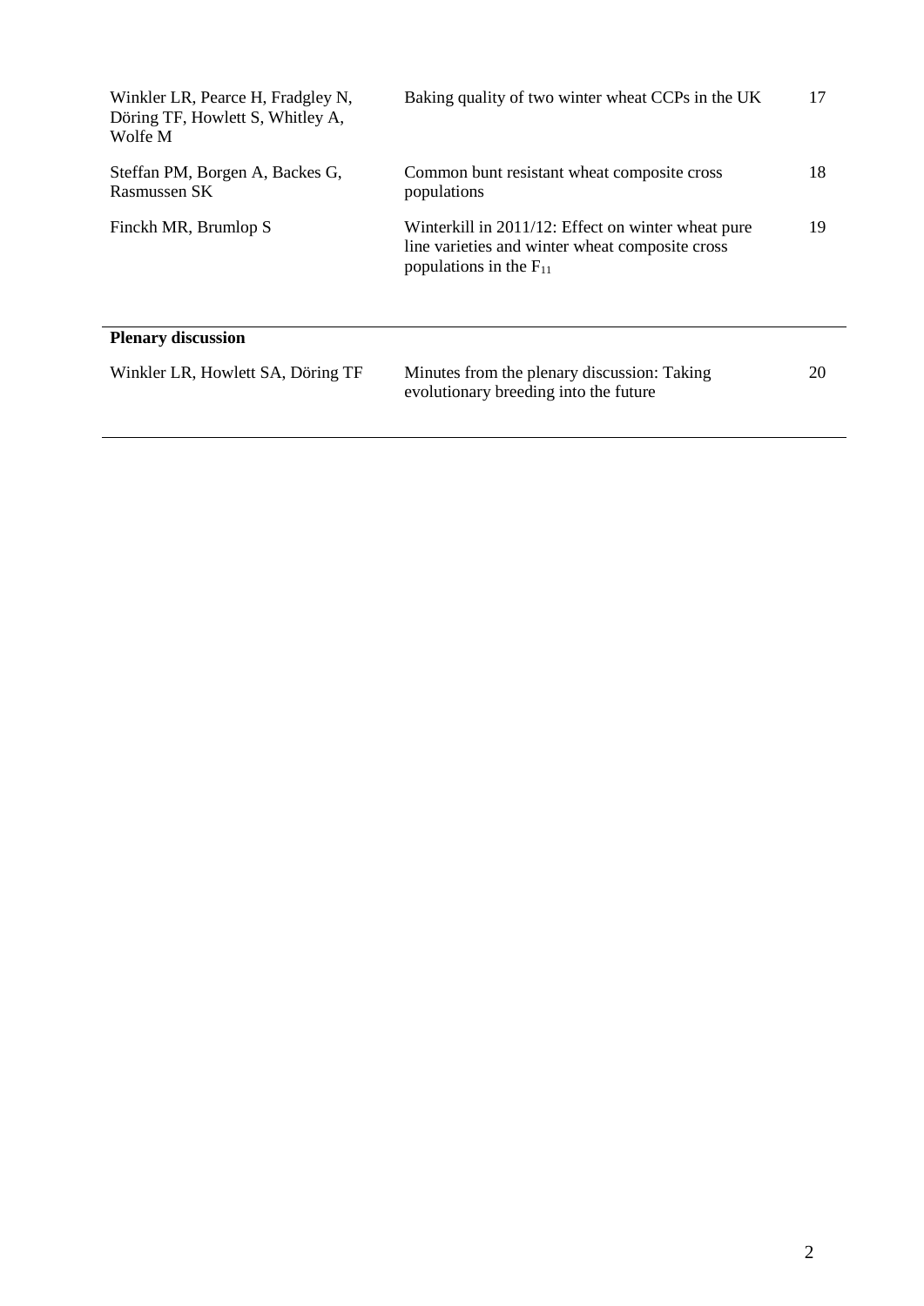| | | |
|---|---|---|
| Winkler LR, Pearce H, Fradgley N, Döring TF, Howlett S, Whitley A, Wolfe M | Baking quality of two winter wheat CCPs in the UK | 17 |
| Steffan PM, Borgen A, Backes G, Rasmussen SK | Common bunt resistant wheat composite cross populations | 18 |
| Finckh MR, Brumlop S | Winterkill in 2011/12: Effect on winter wheat pure line varieties and winter wheat composite cross populations in the $F_{11}$ | 19 |

**Plenary discussion**

| | | |
|---|---|---|
| Winkler LR, Howlett SA, Döring TF | Minutes from the plenary discussion: Taking evolutionary breeding into the future | 20 |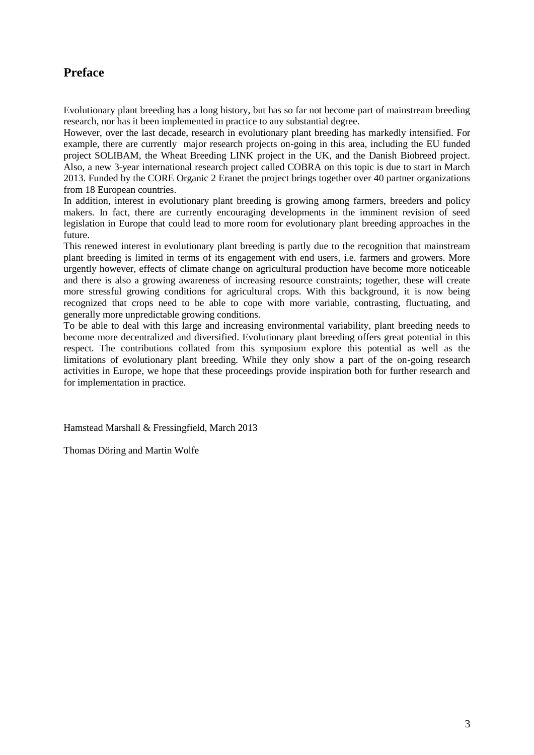## Preface

Evolutionary plant breeding has a long history, but has so far not become part of mainstream breeding research, nor has it been implemented in practice to any substantial degree.

However, over the last decade, research in evolutionary plant breeding has markedly intensified. For example, there are currently major research projects on-going in this area, including the EU funded project SOLIBAM, the Wheat Breeding LINK project in the UK, and the Danish Biobreed project. Also, a new 3-year international research project called COBRA on this topic is due to start in March 2013. Funded by the CORE Organic 2 Eranet the project brings together over 40 partner organizations from 18 European countries.

In addition, interest in evolutionary plant breeding is growing among farmers, breeders and policy makers. In fact, there are currently encouraging developments in the imminent revision of seed legislation in Europe that could lead to more room for evolutionary plant breeding approaches in the future.

This renewed interest in evolutionary plant breeding is partly due to the recognition that mainstream plant breeding is limited in terms of its engagement with end users, i.e. farmers and growers. More urgently however, effects of climate change on agricultural production have become more noticeable and there is also a growing awareness of increasing resource constraints; together, these will create more stressful growing conditions for agricultural crops. With this background, it is now being recognized that crops need to be able to cope with more variable, contrasting, fluctuating, and generally more unpredictable growing conditions.

To be able to deal with this large and increasing environmental variability, plant breeding needs to become more decentralized and diversified. Evolutionary plant breeding offers great potential in this respect. The contributions collated from this symposium explore this potential as well as the limitations of evolutionary plant breeding. While they only show a part of the on-going research activities in Europe, we hope that these proceedings provide inspiration both for further research and for implementation in practice.

Hamstead Marshall & Fressingfield, March 2013

Thomas Döring and Martin Wolfe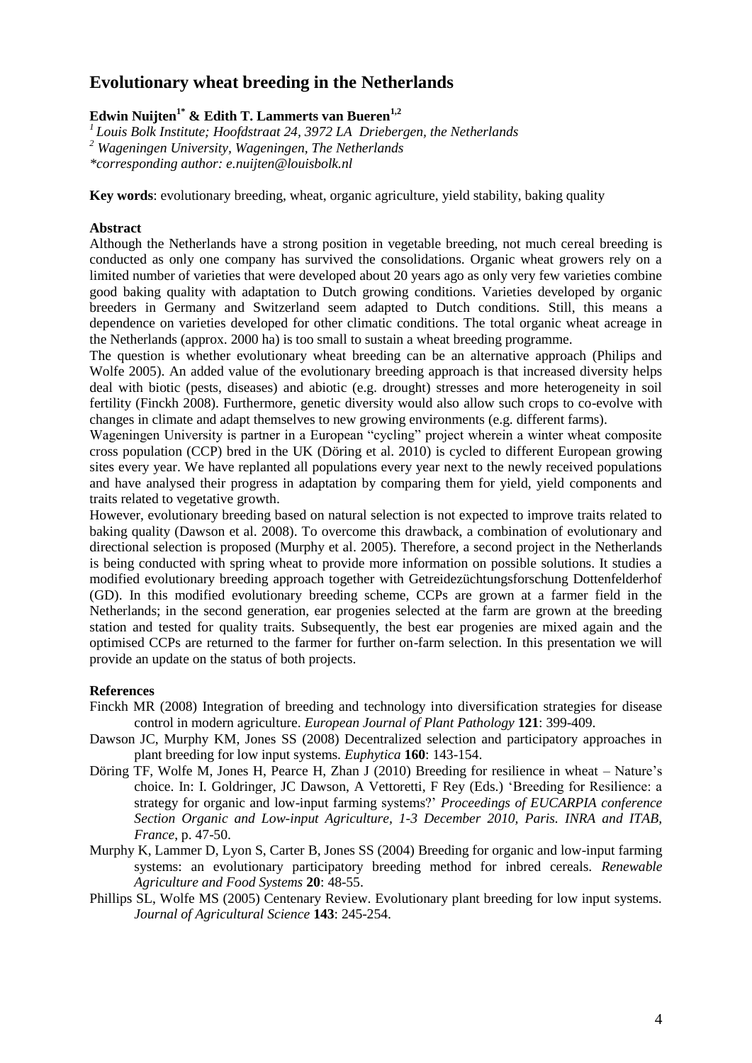## Evolutionary wheat breeding in the Netherlands

**Edwin Nuijten[1*] & Edith T. Lammerts van Bueren[1,2]**

*[1] Louis Bolk Institute; Hoofdstraat 24, 3972 LA Driebergen, the Netherlands*
*[2] Wageningen University, Wageningen, The Netherlands*
*\*corresponding author: e.nuijten@louisbolk.nl*

**Key words**: evolutionary breeding, wheat, organic agriculture, yield stability, baking quality

### Abstract

Although the Netherlands have a strong position in vegetable breeding, not much cereal breeding is conducted as only one company has survived the consolidations. Organic wheat growers rely on a limited number of varieties that were developed about 20 years ago as only very few varieties combine good baking quality with adaptation to Dutch growing conditions. Varieties developed by organic breeders in Germany and Switzerland seem adapted to Dutch conditions. Still, this means a dependence on varieties developed for other climatic conditions. The total organic wheat acreage in the Netherlands (approx. 2000 ha) is too small to sustain a wheat breeding programme.

The question is whether evolutionary wheat breeding can be an alternative approach (Philips and Wolfe 2005). An added value of the evolutionary breeding approach is that increased diversity helps deal with biotic (pests, diseases) and abiotic (e.g. drought) stresses and more heterogeneity in soil fertility (Finckh 2008). Furthermore, genetic diversity would also allow such crops to co-evolve with changes in climate and adapt themselves to new growing environments (e.g. different farms).

Wageningen University is partner in a European "cycling" project wherein a winter wheat composite cross population (CCP) bred in the UK (Döring et al. 2010) is cycled to different European growing sites every year. We have replanted all populations every year next to the newly received populations and have analysed their progress in adaptation by comparing them for yield, yield components and traits related to vegetative growth.

However, evolutionary breeding based on natural selection is not expected to improve traits related to baking quality (Dawson et al. 2008). To overcome this drawback, a combination of evolutionary and directional selection is proposed (Murphy et al. 2005). Therefore, a second project in the Netherlands is being conducted with spring wheat to provide more information on possible solutions. It studies a modified evolutionary breeding approach together with Getreidezüchtungsforschung Dottenfelderhof (GD). In this modified evolutionary breeding scheme, CCPs are grown at a farmer field in the Netherlands; in the second generation, ear progenies selected at the farm are grown at the breeding station and tested for quality traits. Subsequently, the best ear progenies are mixed again and the optimised CCPs are returned to the farmer for further on-farm selection. In this presentation we will provide an update on the status of both projects.

### References

Finckh MR (2008) Integration of breeding and technology into diversification strategies for disease control in modern agriculture. *European Journal of Plant Pathology* **121**: 399-409.

Dawson JC, Murphy KM, Jones SS (2008) Decentralized selection and participatory approaches in plant breeding for low input systems. *Euphytica* **160**: 143-154.

Döring TF, Wolfe M, Jones H, Pearce H, Zhan J (2010) Breeding for resilience in wheat – Nature's choice. In: I. Goldringer, JC Dawson, A Vettoretti, F Rey (Eds.) 'Breeding for Resilience: a strategy for organic and low-input farming systems?' *Proceedings of EUCARPIA conference Section Organic and Low-input Agriculture, 1-3 December 2010, Paris. INRA and ITAB, France*, p. 47-50.

Murphy K, Lammer D, Lyon S, Carter B, Jones SS (2004) Breeding for organic and low-input farming systems: an evolutionary participatory breeding method for inbred cereals. *Renewable Agriculture and Food Systems* **20**: 48-55.

Phillips SL, Wolfe MS (2005) Centenary Review. Evolutionary plant breeding for low input systems. *Journal of Agricultural Science* **143**: 245-254.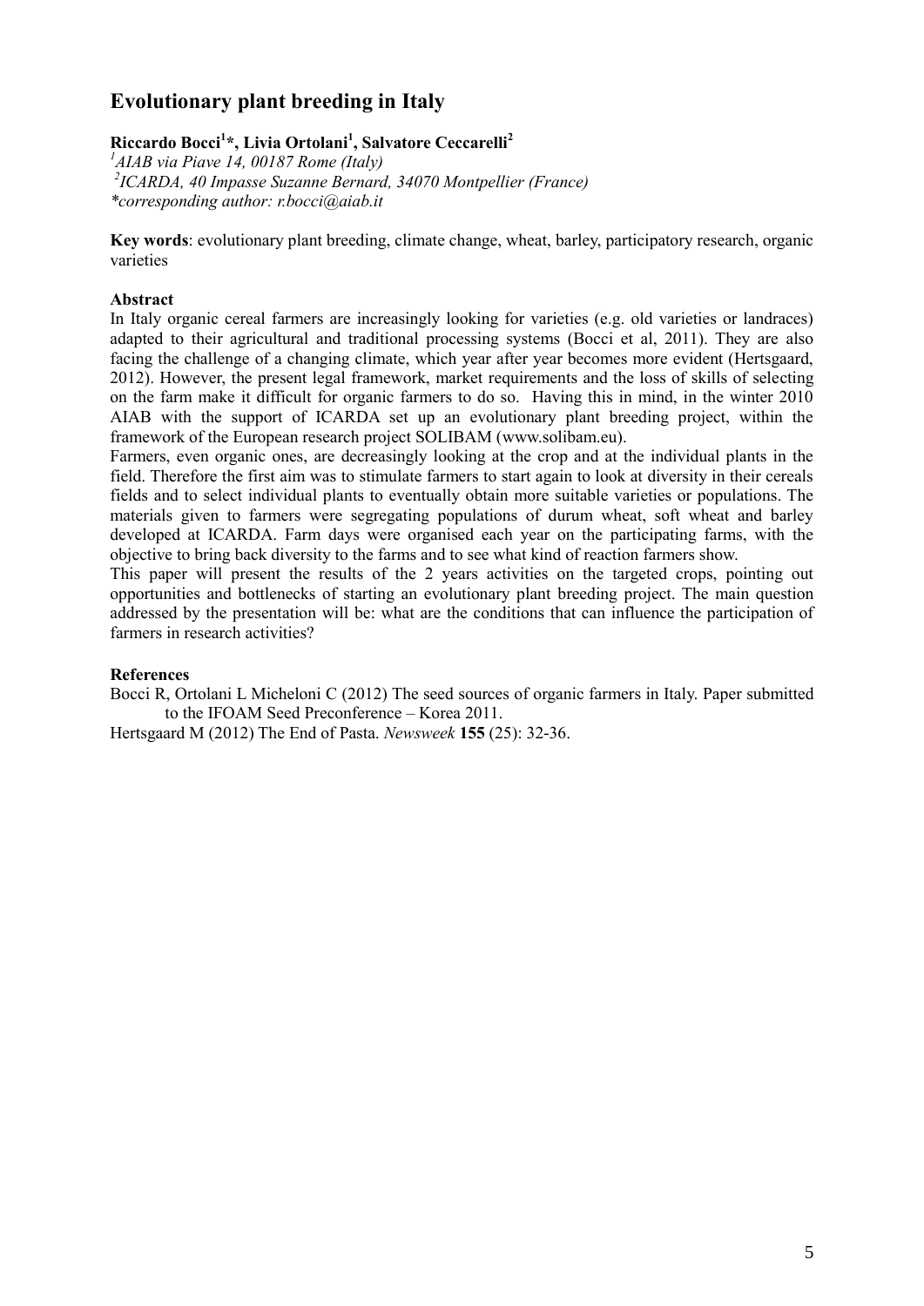# Evolutionary plant breeding in Italy

**Riccardo Bocci[1]*, Livia Ortolani[1], Salvatore Ceccarelli[2]**

*[1]AIAB via Piave 14, 00187 Rome (Italy)*
*[2]ICARDA, 40 Impasse Suzanne Bernard, 34070 Montpellier (France)*
*\*corresponding author: r.bocci@aiab.it*

**Key words**: evolutionary plant breeding, climate change, wheat, barley, participatory research, organic varieties

### Abstract

In Italy organic cereal farmers are increasingly looking for varieties (e.g. old varieties or landraces) adapted to their agricultural and traditional processing systems (Bocci et al, 2011). They are also facing the challenge of a changing climate, which year after year becomes more evident (Hertsgaard, 2012). However, the present legal framework, market requirements and the loss of skills of selecting on the farm make it difficult for organic farmers to do so. Having this in mind, in the winter 2010 AIAB with the support of ICARDA set up an evolutionary plant breeding project, within the framework of the European research project SOLIBAM (www.solibam.eu).

Farmers, even organic ones, are decreasingly looking at the crop and at the individual plants in the field. Therefore the first aim was to stimulate farmers to start again to look at diversity in their cereals fields and to select individual plants to eventually obtain more suitable varieties or populations. The materials given to farmers were segregating populations of durum wheat, soft wheat and barley developed at ICARDA. Farm days were organised each year on the participating farms, with the objective to bring back diversity to the farms and to see what kind of reaction farmers show.

This paper will present the results of the 2 years activities on the targeted crops, pointing out opportunities and bottlenecks of starting an evolutionary plant breeding project. The main question addressed by the presentation will be: what are the conditions that can influence the participation of farmers in research activities?

### References

Bocci R, Ortolani L Micheloni C (2012) The seed sources of organic farmers in Italy. Paper submitted to the IFOAM Seed Preconference – Korea 2011.

Hertsgaard M (2012) The End of Pasta. *Newsweek* **155** (25): 32-36.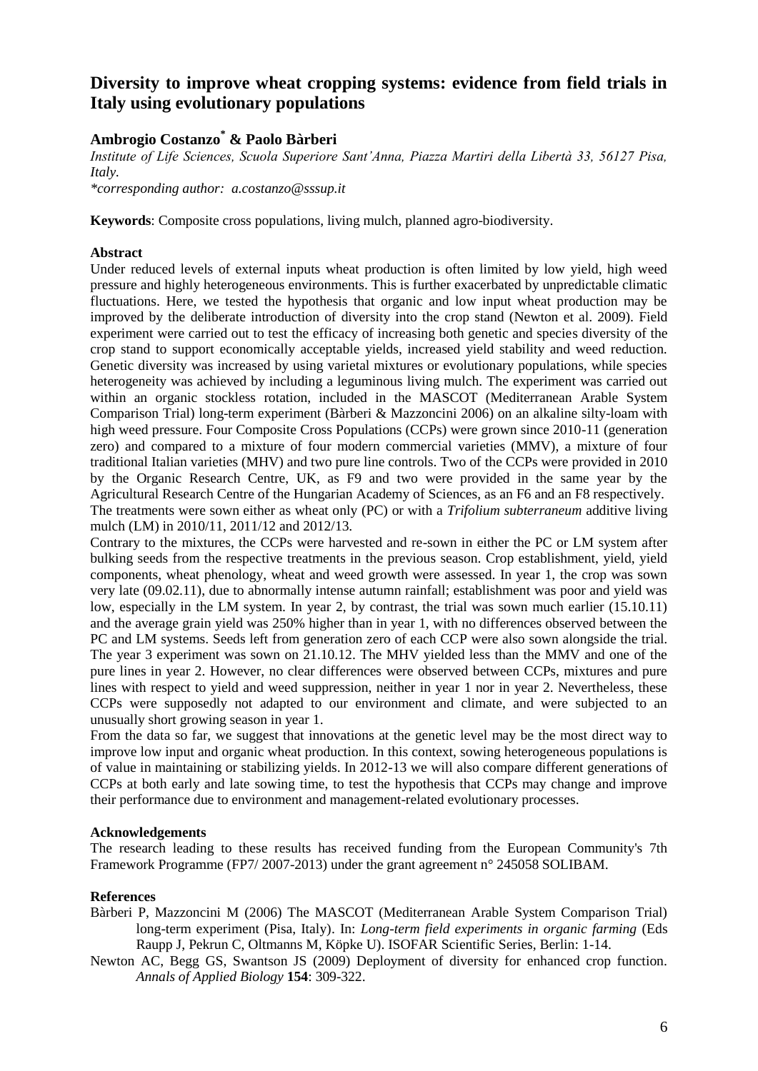# Diversity to improve wheat cropping systems: evidence from field trials in Italy using evolutionary populations

**Ambrogio Costanzo[*] & Paolo Bàrberi**

*Institute of Life Sciences, Scuola Superiore Sant'Anna, Piazza Martiri della Libertà 33, 56127 Pisa, Italy.*

*\*corresponding author: a.costanzo@sssup.it*

**Keywords**: Composite cross populations, living mulch, planned agro-biodiversity.

**Abstract**

Under reduced levels of external inputs wheat production is often limited by low yield, high weed pressure and highly heterogeneous environments. This is further exacerbated by unpredictable climatic fluctuations. Here, we tested the hypothesis that organic and low input wheat production may be improved by the deliberate introduction of diversity into the crop stand (Newton et al. 2009). Field experiment were carried out to test the efficacy of increasing both genetic and species diversity of the crop stand to support economically acceptable yields, increased yield stability and weed reduction. Genetic diversity was increased by using varietal mixtures or evolutionary populations, while species heterogeneity was achieved by including a leguminous living mulch. The experiment was carried out within an organic stockless rotation, included in the MASCOT (Mediterranean Arable System Comparison Trial) long-term experiment (Bàrberi & Mazzoncini 2006) on an alkaline silty-loam with high weed pressure. Four Composite Cross Populations (CCPs) were grown since 2010-11 (generation zero) and compared to a mixture of four modern commercial varieties (MMV), a mixture of four traditional Italian varieties (MHV) and two pure line controls. Two of the CCPs were provided in 2010 by the Organic Research Centre, UK, as F9 and two were provided in the same year by the Agricultural Research Centre of the Hungarian Academy of Sciences, as an F6 and an F8 respectively. The treatments were sown either as wheat only (PC) or with a *Trifolium subterraneum* additive living mulch (LM) in 2010/11, 2011/12 and 2012/13.

Contrary to the mixtures, the CCPs were harvested and re-sown in either the PC or LM system after bulking seeds from the respective treatments in the previous season. Crop establishment, yield, yield components, wheat phenology, wheat and weed growth were assessed. In year 1, the crop was sown very late (09.02.11), due to abnormally intense autumn rainfall; establishment was poor and yield was low, especially in the LM system. In year 2, by contrast, the trial was sown much earlier (15.10.11) and the average grain yield was 250% higher than in year 1, with no differences observed between the PC and LM systems. Seeds left from generation zero of each CCP were also sown alongside the trial. The year 3 experiment was sown on 21.10.12. The MHV yielded less than the MMV and one of the pure lines in year 2. However, no clear differences were observed between CCPs, mixtures and pure lines with respect to yield and weed suppression, neither in year 1 nor in year 2. Nevertheless, these CCPs were supposedly not adapted to our environment and climate, and were subjected to an unusually short growing season in year 1.

From the data so far, we suggest that innovations at the genetic level may be the most direct way to improve low input and organic wheat production. In this context, sowing heterogeneous populations is of value in maintaining or stabilizing yields. In 2012-13 we will also compare different generations of CCPs at both early and late sowing time, to test the hypothesis that CCPs may change and improve their performance due to environment and management-related evolutionary processes.

**Acknowledgements**

The research leading to these results has received funding from the European Community's 7th Framework Programme (FP7/ 2007-2013) under the grant agreement n° 245058 SOLIBAM.

**References**

Bàrberi P, Mazzoncini M (2006) The MASCOT (Mediterranean Arable System Comparison Trial) long-term experiment (Pisa, Italy). In: *Long-term field experiments in organic farming* (Eds Raupp J, Pekrun C, Oltmanns M, Köpke U). ISOFAR Scientific Series, Berlin: 1-14.

Newton AC, Begg GS, Swantson JS (2009) Deployment of diversity for enhanced crop function. *Annals of Applied Biology* **154**: 309-322.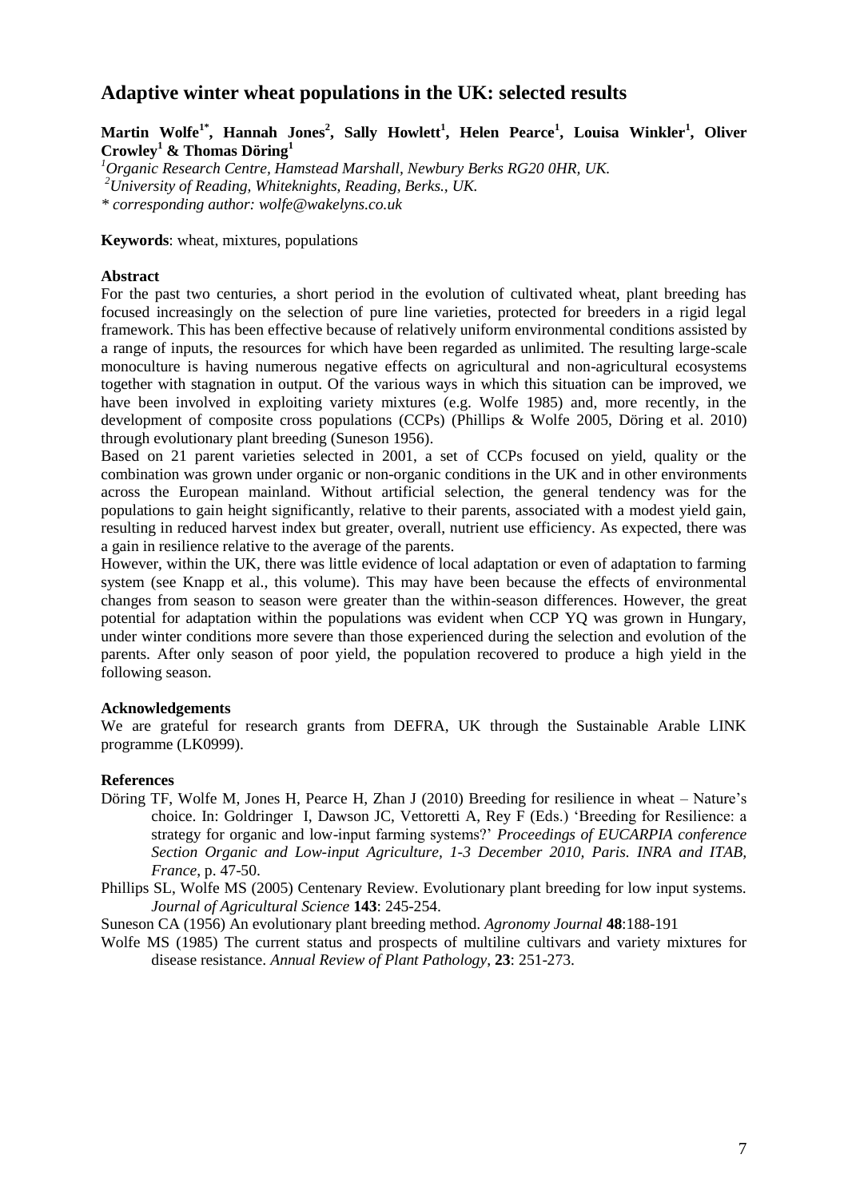# Adaptive winter wheat populations in the UK: selected results

**Martin Wolfe[1*], Hannah Jones[2], Sally Howlett[1], Helen Pearce[1], Louisa Winkler[1], Oliver Crowley[1] & Thomas Döring[1]**

*[1]Organic Research Centre, Hamstead Marshall, Newbury Berks RG20 0HR, UK.*
*[2]University of Reading, Whiteknights, Reading, Berks., UK.*
*\* corresponding author: wolfe@wakelyns.co.uk*

**Keywords**: wheat, mixtures, populations

**Abstract**

For the past two centuries, a short period in the evolution of cultivated wheat, plant breeding has focused increasingly on the selection of pure line varieties, protected for breeders in a rigid legal framework. This has been effective because of relatively uniform environmental conditions assisted by a range of inputs, the resources for which have been regarded as unlimited. The resulting large-scale monoculture is having numerous negative effects on agricultural and non-agricultural ecosystems together with stagnation in output. Of the various ways in which this situation can be improved, we have been involved in exploiting variety mixtures (e.g. Wolfe 1985) and, more recently, in the development of composite cross populations (CCPs) (Phillips & Wolfe 2005, Döring et al. 2010) through evolutionary plant breeding (Suneson 1956).

Based on 21 parent varieties selected in 2001, a set of CCPs focused on yield, quality or the combination was grown under organic or non-organic conditions in the UK and in other environments across the European mainland. Without artificial selection, the general tendency was for the populations to gain height significantly, relative to their parents, associated with a modest yield gain, resulting in reduced harvest index but greater, overall, nutrient use efficiency. As expected, there was a gain in resilience relative to the average of the parents.

However, within the UK, there was little evidence of local adaptation or even of adaptation to farming system (see Knapp et al., this volume). This may have been because the effects of environmental changes from season to season were greater than the within-season differences. However, the great potential for adaptation within the populations was evident when CCP YQ was grown in Hungary, under winter conditions more severe than those experienced during the selection and evolution of the parents. After only season of poor yield, the population recovered to produce a high yield in the following season.

**Acknowledgements**

We are grateful for research grants from DEFRA, UK through the Sustainable Arable LINK programme (LK0999).

**References**

- Döring TF, Wolfe M, Jones H, Pearce H, Zhan J (2010) Breeding for resilience in wheat – Nature's choice. In: Goldringer I, Dawson JC, Vettoretti A, Rey F (Eds.) 'Breeding for Resilience: a strategy for organic and low-input farming systems?' *Proceedings of EUCARPIA conference Section Organic and Low-input Agriculture, 1-3 December 2010, Paris. INRA and ITAB, France*, p. 47-50.
- Phillips SL, Wolfe MS (2005) Centenary Review. Evolutionary plant breeding for low input systems. *Journal of Agricultural Science* **143**: 245-254.
- Suneson CA (1956) An evolutionary plant breeding method. *Agronomy Journal* **48**:188-191
- Wolfe MS (1985) The current status and prospects of multiline cultivars and variety mixtures for disease resistance. *Annual Review of Plant Pathology*, **23**: 251-273.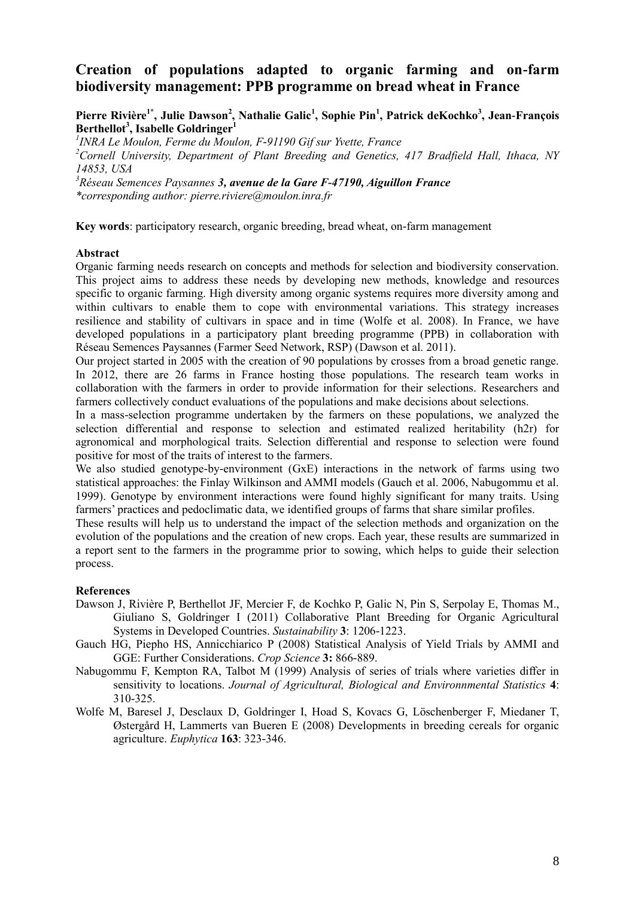## Creation of populations adapted to organic farming and on-farm biodiversity management: PPB programme on bread wheat in France

**Pierre Rivière[1*], Julie Dawson[2], Nathalie Galic[1], Sophie Pin[1], Patrick deKochko[3], Jean-François Berthellot[3], Isabelle Goldringer[1]**

[1]*INRA Le Moulon, Ferme du Moulon, F-91190 Gif sur Yvette, France*
[2]*Cornell University, Department of Plant Breeding and Genetics, 417 Bradfield Hall, Ithaca, NY 14853, USA*
[3]*Réseau Semences Paysannes **3, avenue de la Gare F-47190, Aiguillon France***
*\*corresponding author: pierre.riviere@moulon.inra.fr*

**Key words**: participatory research, organic breeding, bread wheat, on-farm management

**Abstract**

Organic farming needs research on concepts and methods for selection and biodiversity conservation. This project aims to address these needs by developing new methods, knowledge and resources specific to organic farming. High diversity among organic systems requires more diversity among and within cultivars to enable them to cope with environmental variations. This strategy increases resilience and stability of cultivars in space and in time (Wolfe et al. 2008). In France, we have developed populations in a participatory plant breeding programme (PPB) in collaboration with Réseau Semences Paysannes (Farmer Seed Network, RSP) (Dawson et al. 2011).

Our project started in 2005 with the creation of 90 populations by crosses from a broad genetic range. In 2012, there are 26 farms in France hosting those populations. The research team works in collaboration with the farmers in order to provide information for their selections. Researchers and farmers collectively conduct evaluations of the populations and make decisions about selections.

In a mass-selection programme undertaken by the farmers on these populations, we analyzed the selection differential and response to selection and estimated realized heritability (h2r) for agronomical and morphological traits. Selection differential and response to selection were found positive for most of the traits of interest to the farmers.

We also studied genotype-by-environment (GxE) interactions in the network of farms using two statistical approaches: the Finlay Wilkinson and AMMI models (Gauch et al. 2006, Nabugommu et al. 1999). Genotype by environment interactions were found highly significant for many traits. Using farmers' practices and pedoclimatic data, we identified groups of farms that share similar profiles.

These results will help us to understand the impact of the selection methods and organization on the evolution of the populations and the creation of new crops. Each year, these results are summarized in a report sent to the farmers in the programme prior to sowing, which helps to guide their selection process.

**References**

Dawson J, Rivière P, Berthellot JF, Mercier F, de Kochko P, Galic N, Pin S, Serpolay E, Thomas M., Giuliano S, Goldringer I (2011) Collaborative Plant Breeding for Organic Agricultural Systems in Developed Countries. *Sustainability* **3**: 1206-1223.

Gauch HG, Piepho HS, Annicchiarico P (2008) Statistical Analysis of Yield Trials by AMMI and GGE: Further Considerations. *Crop Science* **3:** 866-889.

Nabugommu F, Kempton RA, Talbot M (1999) Analysis of series of trials where varieties differ in sensitivity to locations. *Journal of Agricultural, Biological and Environnmental Statistics* **4**: 310-325.

Wolfe M, Baresel J, Desclaux D, Goldringer I, Hoad S, Kovacs G, Löschenberger F, Miedaner T, Østergård H, Lammerts van Bueren E (2008) Developments in breeding cereals for organic agriculture. *Euphytica* **163**: 323-346.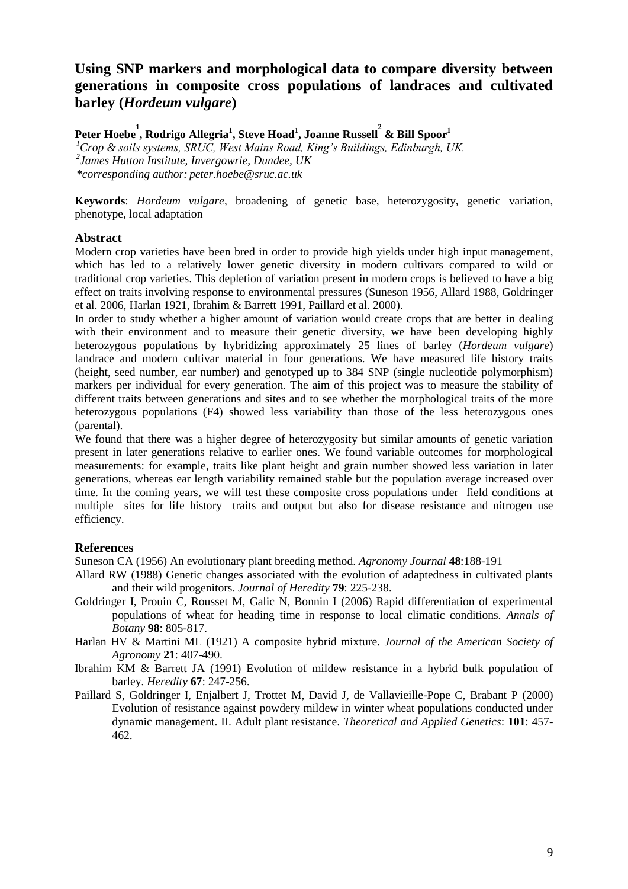# Using SNP markers and morphological data to compare diversity between generations in composite cross populations of landraces and cultivated barley (*Hordeum vulgare*)

**Peter Hoebe[1], Rodrigo Allegria[1], Steve Hoad[1], Joanne Russell[2] & Bill Spoor[1]**

[1]*Crop & soils systems, SRUC, West Mains Road, King's Buildings, Edinburgh, UK.*
[2]*James Hutton Institute, Invergowrie, Dundee, UK*
*\*corresponding author: peter.hoebe@sruc.ac.uk*

**Keywords**: *Hordeum vulgare*, broadening of genetic base, heterozygosity, genetic variation, phenotype, local adaptation

## Abstract

Modern crop varieties have been bred in order to provide high yields under high input management, which has led to a relatively lower genetic diversity in modern cultivars compared to wild or traditional crop varieties. This depletion of variation present in modern crops is believed to have a big effect on traits involving response to environmental pressures (Suneson 1956, Allard 1988, Goldringer et al. 2006, Harlan 1921, Ibrahim & Barrett 1991, Paillard et al. 2000).

In order to study whether a higher amount of variation would create crops that are better in dealing with their environment and to measure their genetic diversity, we have been developing highly heterozygous populations by hybridizing approximately 25 lines of barley (*Hordeum vulgare*) landrace and modern cultivar material in four generations. We have measured life history traits (height, seed number, ear number) and genotyped up to 384 SNP (single nucleotide polymorphism) markers per individual for every generation. The aim of this project was to measure the stability of different traits between generations and sites and to see whether the morphological traits of the more heterozygous populations (F4) showed less variability than those of the less heterozygous ones (parental).

We found that there was a higher degree of heterozygosity but similar amounts of genetic variation present in later generations relative to earlier ones. We found variable outcomes for morphological measurements: for example, traits like plant height and grain number showed less variation in later generations, whereas ear length variability remained stable but the population average increased over time. In the coming years, we will test these composite cross populations under field conditions at multiple sites for life history traits and output but also for disease resistance and nitrogen use efficiency.

## References

Suneson CA (1956) An evolutionary plant breeding method. *Agronomy Journal* **48**:188-191

Allard RW (1988) Genetic changes associated with the evolution of adaptedness in cultivated plants and their wild progenitors. *Journal of Heredity* **79**: 225-238.

Goldringer I, Prouin C, Rousset M, Galic N, Bonnin I (2006) Rapid differentiation of experimental populations of wheat for heading time in response to local climatic conditions. *Annals of Botany* **98**: 805-817.

Harlan HV & Martini ML (1921) A composite hybrid mixture. *Journal of the American Society of Agronomy* **21**: 407-490.

Ibrahim KM & Barrett JA (1991) Evolution of mildew resistance in a hybrid bulk population of barley. *Heredity* **67**: 247-256.

Paillard S, Goldringer I, Enjalbert J, Trottet M, David J, de Vallavieille-Pope C, Brabant P (2000) Evolution of resistance against powdery mildew in winter wheat populations conducted under dynamic management. II. Adult plant resistance. *Theoretical and Applied Genetics*: **101**: 457-462.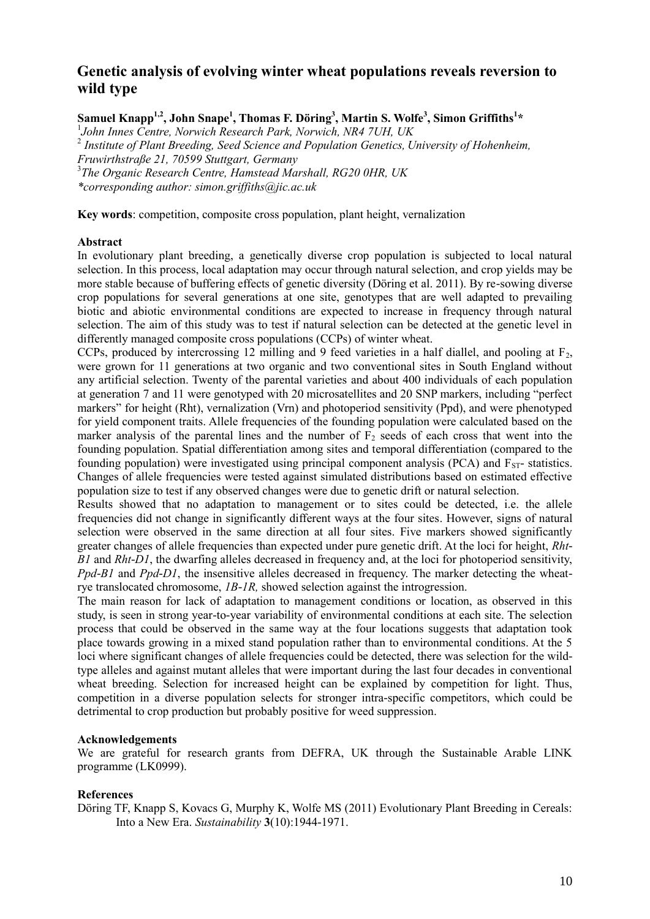# Genetic analysis of evolving winter wheat populations reveals reversion to wild type

**Samuel Knapp[1,2], John Snape[1], Thomas F. Döring[3], Martin S. Wolfe[3], Simon Griffiths[1]***

[1]*John Innes Centre, Norwich Research Park, Norwich, NR4 7UH, UK*
[2] *Institute of Plant Breeding, Seed Science and Population Genetics, University of Hohenheim, Fruwirthstraße 21, 70599 Stuttgart, Germany*
[3]*The Organic Research Centre, Hamstead Marshall, RG20 0HR, UK*
**corresponding author: simon.griffiths@jic.ac.uk*

**Key words**: competition, composite cross population, plant height, vernalization

**Abstract**

In evolutionary plant breeding, a genetically diverse crop population is subjected to local natural selection. In this process, local adaptation may occur through natural selection, and crop yields may be more stable because of buffering effects of genetic diversity (Döring et al. 2011). By re-sowing diverse crop populations for several generations at one site, genotypes that are well adapted to prevailing biotic and abiotic environmental conditions are expected to increase in frequency through natural selection. The aim of this study was to test if natural selection can be detected at the genetic level in differently managed composite cross populations (CCPs) of winter wheat.

CCPs, produced by intercrossing 12 milling and 9 feed varieties in a half diallel, and pooling at $F_2$, were grown for 11 generations at two organic and two conventional sites in South England without any artificial selection. Twenty of the parental varieties and about 400 individuals of each population at generation 7 and 11 were genotyped with 20 microsatellites and 20 SNP markers, including "perfect markers" for height (Rht), vernalization (Vrn) and photoperiod sensitivity (Ppd), and were phenotyped for yield component traits. Allele frequencies of the founding population were calculated based on the marker analysis of the parental lines and the number of $F_2$ seeds of each cross that went into the founding population. Spatial differentiation among sites and temporal differentiation (compared to the founding population) were investigated using principal component analysis (PCA) and $F_{ST}$- statistics. Changes of allele frequencies were tested against simulated distributions based on estimated effective population size to test if any observed changes were due to genetic drift or natural selection.

Results showed that no adaptation to management or to sites could be detected, i.e. the allele frequencies did not change in significantly different ways at the four sites. However, signs of natural selection were observed in the same direction at all four sites. Five markers showed significantly greater changes of allele frequencies than expected under pure genetic drift. At the loci for height, *Rht-B1* and *Rht-D1*, the dwarfing alleles decreased in frequency and, at the loci for photoperiod sensitivity, *Ppd-B1* and *Ppd-D1*, the insensitive alleles decreased in frequency. The marker detecting the wheat-rye translocated chromosome, *1B-1R,* showed selection against the introgression.

The main reason for lack of adaptation to management conditions or location, as observed in this study, is seen in strong year-to-year variability of environmental conditions at each site. The selection process that could be observed in the same way at the four locations suggests that adaptation took place towards growing in a mixed stand population rather than to environmental conditions. At the 5 loci where significant changes of allele frequencies could be detected, there was selection for the wild-type alleles and against mutant alleles that were important during the last four decades in conventional wheat breeding. Selection for increased height can be explained by competition for light. Thus, competition in a diverse population selects for stronger intra-specific competitors, which could be detrimental to crop production but probably positive for weed suppression.

**Acknowledgements**

We are grateful for research grants from DEFRA, UK through the Sustainable Arable LINK programme (LK0999).

**References**

Döring TF, Knapp S, Kovacs G, Murphy K, Wolfe MS (2011) Evolutionary Plant Breeding in Cereals: Into a New Era. *Sustainability* **3**(10):1944-1971.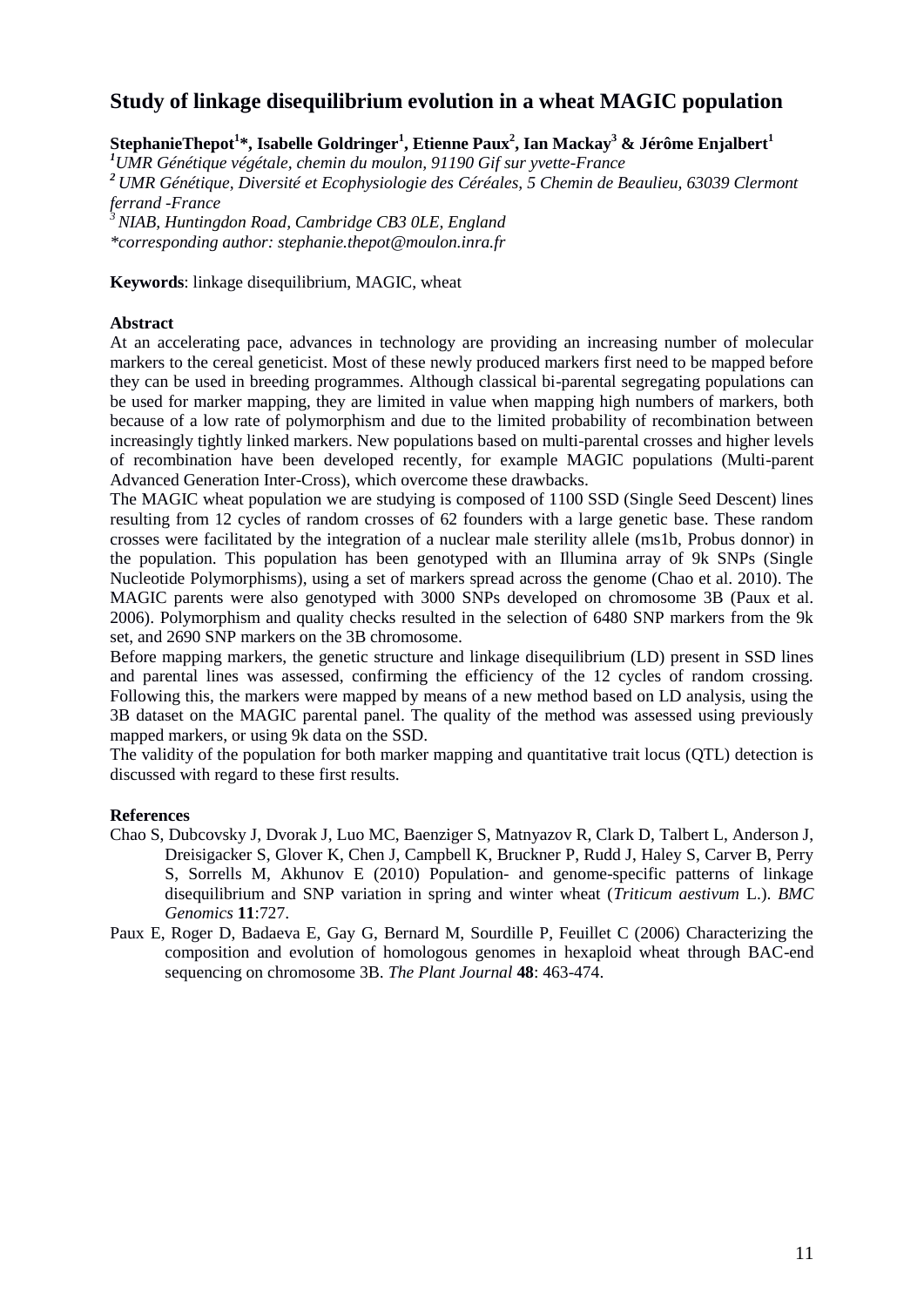# Study of linkage disequilibrium evolution in a wheat MAGIC population

**StephanieThepot[1]*, Isabelle Goldringer[1], Etienne Paux[2], Ian Mackay[3] & Jérôme Enjalbert[1]**

*[1]UMR Génétique végétale, chemin du moulon, 91190 Gif sur yvette-France*

*[2] UMR Génétique, Diversité et Ecophysiologie des Céréales, 5 Chemin de Beaulieu, 63039 Clermont ferrand -France*

*[3] NIAB, Huntingdon Road, Cambridge CB3 0LE, England*

*\*corresponding author: stephanie.thepot@moulon.inra.fr*

**Keywords**: linkage disequilibrium, MAGIC, wheat

**Abstract**

At an accelerating pace, advances in technology are providing an increasing number of molecular markers to the cereal geneticist. Most of these newly produced markers first need to be mapped before they can be used in breeding programmes. Although classical bi-parental segregating populations can be used for marker mapping, they are limited in value when mapping high numbers of markers, both because of a low rate of polymorphism and due to the limited probability of recombination between increasingly tightly linked markers. New populations based on multi-parental crosses and higher levels of recombination have been developed recently, for example MAGIC populations (Multi-parent Advanced Generation Inter-Cross), which overcome these drawbacks.

The MAGIC wheat population we are studying is composed of 1100 SSD (Single Seed Descent) lines resulting from 12 cycles of random crosses of 62 founders with a large genetic base. These random crosses were facilitated by the integration of a nuclear male sterility allele (ms1b, Probus donor) in the population. This population has been genotyped with an Illumina array of 9k SNPs (Single Nucleotide Polymorphisms), using a set of markers spread across the genome (Chao et al. 2010). The MAGIC parents were also genotyped with 3000 SNPs developed on chromosome 3B (Paux et al. 2006). Polymorphism and quality checks resulted in the selection of 6480 SNP markers from the 9k set, and 2690 SNP markers on the 3B chromosome.

Before mapping markers, the genetic structure and linkage disequilibrium (LD) present in SSD lines and parental lines was assessed, confirming the efficiency of the 12 cycles of random crossing. Following this, the markers were mapped by means of a new method based on LD analysis, using the 3B dataset on the MAGIC parental panel. The quality of the method was assessed using previously mapped markers, or using 9k data on the SSD.

The validity of the population for both marker mapping and quantitative trait locus (QTL) detection is discussed with regard to these first results.

**References**

Chao S, Dubcovsky J, Dvorak J, Luo MC, Baenziger S, Matnyazov R, Clark D, Talbert L, Anderson J, Dreisigacker S, Glover K, Chen J, Campbell K, Bruckner P, Rudd J, Haley S, Carver B, Perry S, Sorrells M, Akhunov E (2010) Population- and genome-specific patterns of linkage disequilibrium and SNP variation in spring and winter wheat (*Triticum aestivum* L.). *BMC Genomics* **11**:727.

Paux E, Roger D, Badaeva E, Gay G, Bernard M, Sourdille P, Feuillet C (2006) Characterizing the composition and evolution of homologous genomes in hexaploid wheat through BAC-end sequencing on chromosome 3B. *The Plant Journal* **48**: 463-474.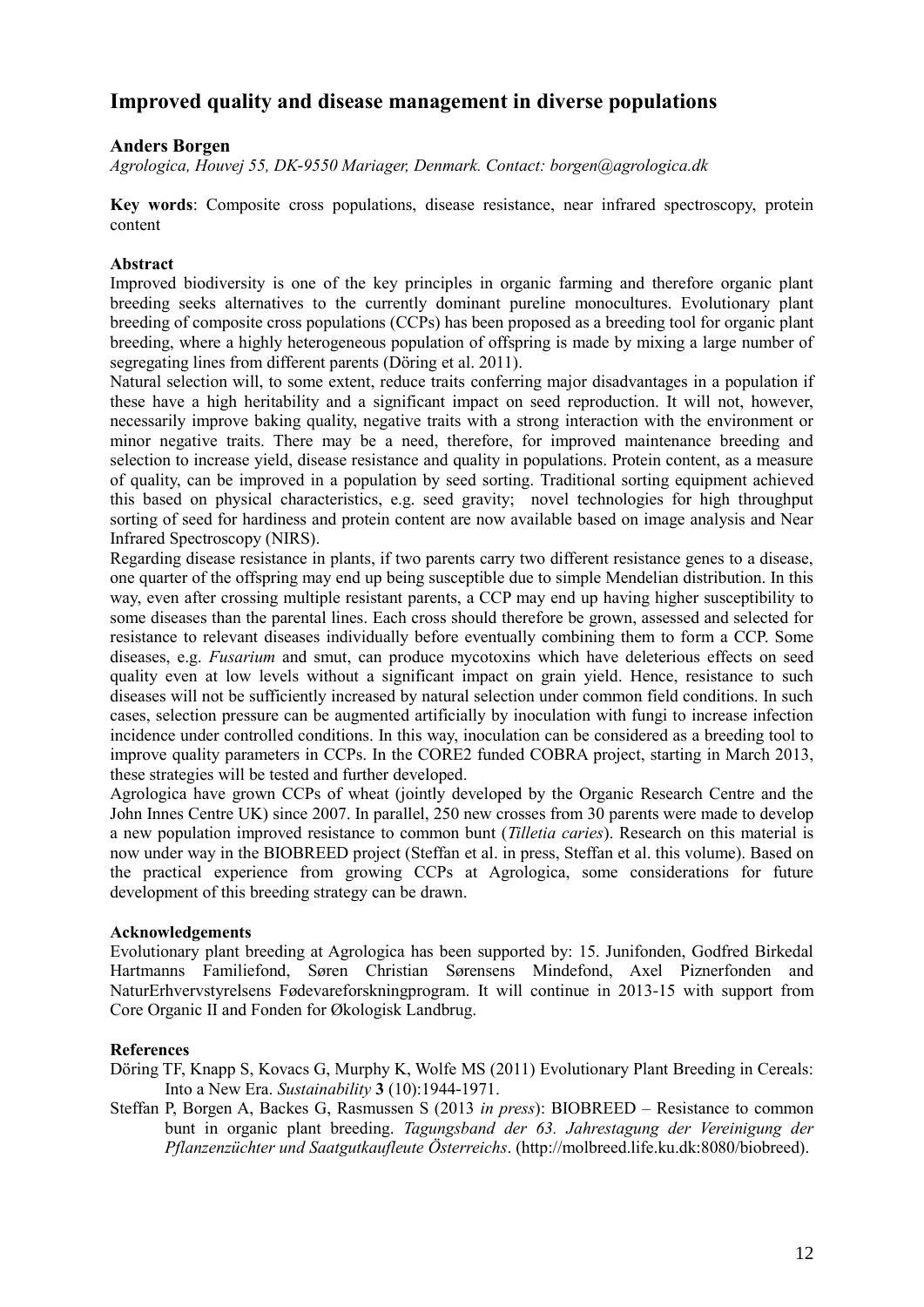## Improved quality and disease management in diverse populations

**Anders Borgen**

*Agrologica, Houvej 55, DK-9550 Mariager, Denmark. Contact: borgen@agrologica.dk*

**Key words**: Composite cross populations, disease resistance, near infrared spectroscopy, protein content

**Abstract**

Improved biodiversity is one of the key principles in organic farming and therefore organic plant breeding seeks alternatives to the currently dominant pureline monocultures. Evolutionary plant breeding of composite cross populations (CCPs) has been proposed as a breeding tool for organic plant breeding, where a highly heterogeneous population of offspring is made by mixing a large number of segregating lines from different parents (Döring et al. 2011).

Natural selection will, to some extent, reduce traits conferring major disadvantages in a population if these have a high heritability and a significant impact on seed reproduction. It will not, however, necessarily improve baking quality, negative traits with a strong interaction with the environment or minor negative traits. There may be a need, therefore, for improved maintenance breeding and selection to increase yield, disease resistance and quality in populations. Protein content, as a measure of quality, can be improved in a population by seed sorting. Traditional sorting equipment achieved this based on physical characteristics, e.g. seed gravity; novel technologies for high throughput sorting of seed for hardiness and protein content are now available based on image analysis and Near Infrared Spectroscopy (NIRS).

Regarding disease resistance in plants, if two parents carry two different resistance genes to a disease, one quarter of the offspring may end up being susceptible due to simple Mendelian distribution. In this way, even after crossing multiple resistant parents, a CCP may end up having higher susceptibility to some diseases than the parental lines. Each cross should therefore be grown, assessed and selected for resistance to relevant diseases individually before eventually combining them to form a CCP. Some diseases, e.g. *Fusarium* and smut, can produce mycotoxins which have deleterious effects on seed quality even at low levels without a significant impact on grain yield. Hence, resistance to such diseases will not be sufficiently increased by natural selection under common field conditions. In such cases, selection pressure can be augmented artificially by inoculation with fungi to increase infection incidence under controlled conditions. In this way, inoculation can be considered as a breeding tool to improve quality parameters in CCPs. In the CORE2 funded COBRA project, starting in March 2013, these strategies will be tested and further developed.

Agrologica have grown CCPs of wheat (jointly developed by the Organic Research Centre and the John Innes Centre UK) since 2007. In parallel, 250 new crosses from 30 parents were made to develop a new population improved resistance to common bunt (*Tilletia caries*). Research on this material is now under way in the BIOBREED project (Steffan et al. in press, Steffan et al. this volume). Based on the practical experience from growing CCPs at Agrologica, some considerations for future development of this breeding strategy can be drawn.

**Acknowledgements**

Evolutionary plant breeding at Agrologica has been supported by: 15. Junifonden, Godfred Birkedal Hartmanns Familiefond, Søren Christian Sørensens Mindefond, Axel Piznerfonden and NaturErhvervstyrelsens Fødevareforskningprogram. It will continue in 2013-15 with support from Core Organic II and Fonden for Økologisk Landbrug.

**References**

Döring TF, Knapp S, Kovacs G, Murphy K, Wolfe MS (2011) Evolutionary Plant Breeding in Cereals: Into a New Era. *Sustainability* **3** (10):1944-1971.

Steffan P, Borgen A, Backes G, Rasmussen S (2013 *in press*): BIOBREED – Resistance to common bunt in organic plant breeding. *Tagungsband der 63. Jahrestagung der Vereinigung der Pflanzenzüchter und Saatgutkaufleute Österreichs*. (http://molbreed.life.ku.dk:8080/biobreed).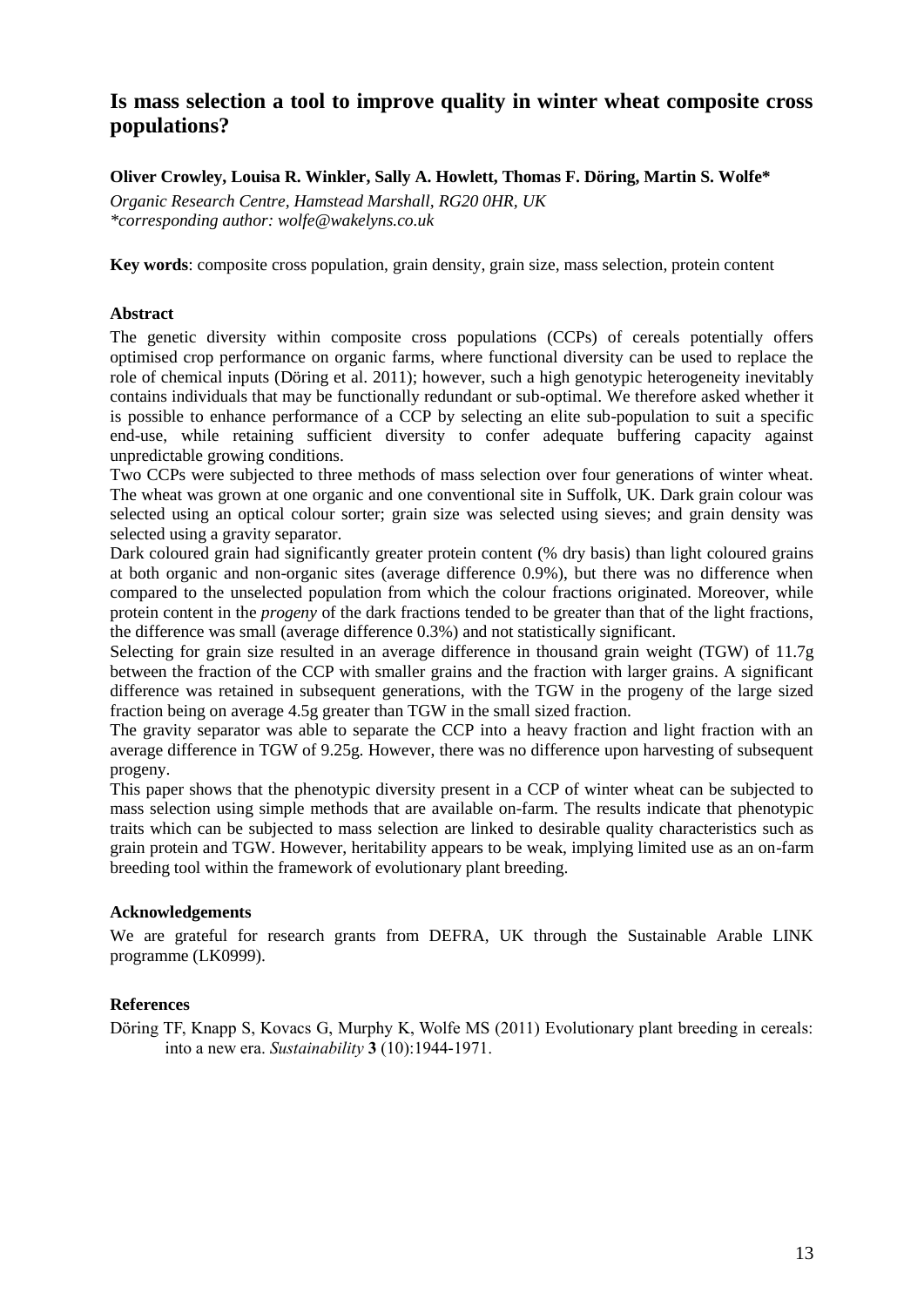# Is mass selection a tool to improve quality in winter wheat composite cross populations?

**Oliver Crowley, Louisa R. Winkler, Sally A. Howlett, Thomas F. Döring, Martin S. Wolfe***

*Organic Research Centre, Hamstead Marshall, RG20 0HR, UK*
*\*corresponding author: wolfe@wakelyns.co.uk*

**Key words**: composite cross population, grain density, grain size, mass selection, protein content

### Abstract

The genetic diversity within composite cross populations (CCPs) of cereals potentially offers optimised crop performance on organic farms, where functional diversity can be used to replace the role of chemical inputs (Döring et al. 2011); however, such a high genotypic heterogeneity inevitably contains individuals that may be functionally redundant or sub-optimal. We therefore asked whether it is possible to enhance performance of a CCP by selecting an elite sub-population to suit a specific end-use, while retaining sufficient diversity to confer adequate buffering capacity against unpredictable growing conditions.

Two CCPs were subjected to three methods of mass selection over four generations of winter wheat. The wheat was grown at one organic and one conventional site in Suffolk, UK. Dark grain colour was selected using an optical colour sorter; grain size was selected using sieves; and grain density was selected using a gravity separator.

Dark coloured grain had significantly greater protein content (% dry basis) than light coloured grains at both organic and non-organic sites (average difference 0.9%), but there was no difference when compared to the unselected population from which the colour fractions originated. Moreover, while protein content in the *progeny* of the dark fractions tended to be greater than that of the light fractions, the difference was small (average difference 0.3%) and not statistically significant.

Selecting for grain size resulted in an average difference in thousand grain weight (TGW) of 11.7g between the fraction of the CCP with smaller grains and the fraction with larger grains. A significant difference was retained in subsequent generations, with the TGW in the progeny of the large sized fraction being on average 4.5g greater than TGW in the small sized fraction.

The gravity separator was able to separate the CCP into a heavy fraction and light fraction with an average difference in TGW of 9.25g. However, there was no difference upon harvesting of subsequent progeny.

This paper shows that the phenotypic diversity present in a CCP of winter wheat can be subjected to mass selection using simple methods that are available on-farm. The results indicate that phenotypic traits which can be subjected to mass selection are linked to desirable quality characteristics such as grain protein and TGW. However, heritability appears to be weak, implying limited use as an on-farm breeding tool within the framework of evolutionary plant breeding.

### Acknowledgements

We are grateful for research grants from DEFRA, UK through the Sustainable Arable LINK programme (LK0999).

### References

Döring TF, Knapp S, Kovacs G, Murphy K, Wolfe MS (2011) Evolutionary plant breeding in cereals: into a new era. *Sustainability* **3** (10):1944-1971.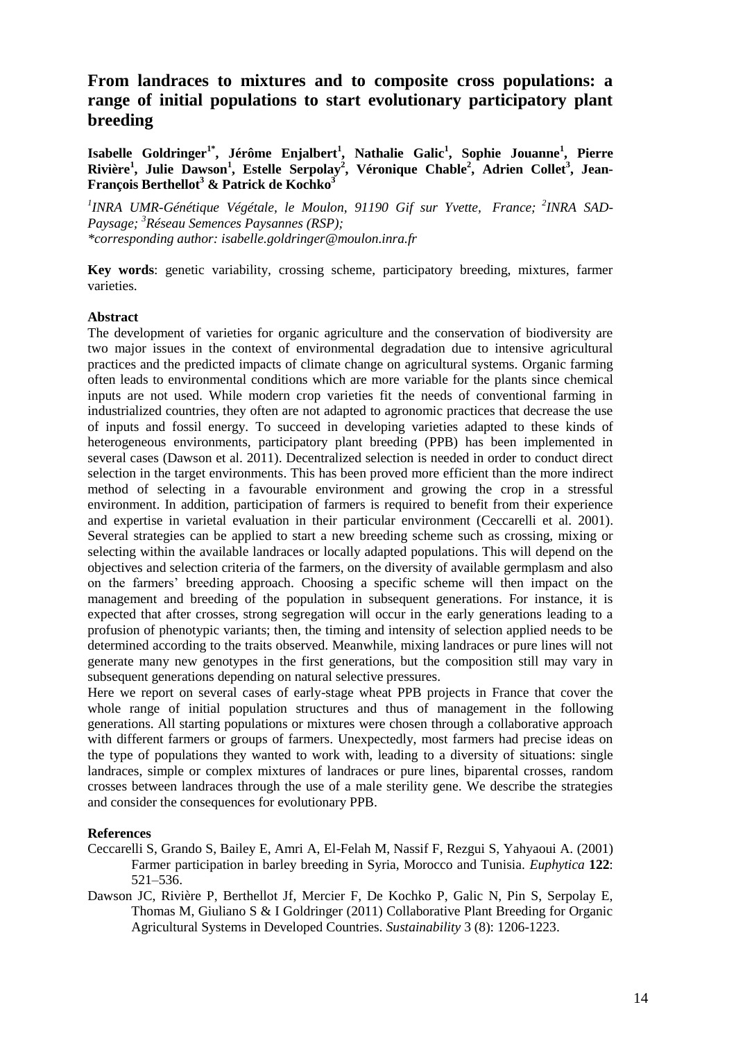# From landraces to mixtures and to composite cross populations: a range of initial populations to start evolutionary participatory plant breeding

**Isabelle Goldringer[1*], Jérôme Enjalbert[1], Nathalie Galic[1], Sophie Jouanne[1], Pierre Rivière[1], Julie Dawson[1], Estelle Serpolay[2], Véronique Chable[2], Adrien Collet[3], Jean-François Berthellot[3] & Patrick de Kochko[3]**

*[1]INRA UMR-Génétique Végétale, le Moulon, 91190 Gif sur Yvette, France; [2]INRA SAD-Paysage; [3]Réseau Semences Paysannes (RSP);*
*\*corresponding author: isabelle.goldringer@moulon.inra.fr*

**Key words**: genetic variability, crossing scheme, participatory breeding, mixtures, farmer varieties.

**Abstract**

The development of varieties for organic agriculture and the conservation of biodiversity are two major issues in the context of environmental degradation due to intensive agricultural practices and the predicted impacts of climate change on agricultural systems. Organic farming often leads to environmental conditions which are more variable for the plants since chemical inputs are not used. While modern crop varieties fit the needs of conventional farming in industrialized countries, they often are not adapted to agronomic practices that decrease the use of inputs and fossil energy. To succeed in developing varieties adapted to these kinds of heterogeneous environments, participatory plant breeding (PPB) has been implemented in several cases (Dawson et al. 2011). Decentralized selection is needed in order to conduct direct selection in the target environments. This has been proved more efficient than the more indirect method of selecting in a favourable environment and growing the crop in a stressful environment. In addition, participation of farmers is required to benefit from their experience and expertise in varietal evaluation in their particular environment (Ceccarelli et al. 2001). Several strategies can be applied to start a new breeding scheme such as crossing, mixing or selecting within the available landraces or locally adapted populations. This will depend on the objectives and selection criteria of the farmers, on the diversity of available germplasm and also on the farmers' breeding approach. Choosing a specific scheme will then impact on the management and breeding of the population in subsequent generations. For instance, it is expected that after crosses, strong segregation will occur in the early generations leading to a profusion of phenotypic variants; then, the timing and intensity of selection applied needs to be determined according to the traits observed. Meanwhile, mixing landraces or pure lines will not generate many new genotypes in the first generations, but the composition still may vary in subsequent generations depending on natural selective pressures.

Here we report on several cases of early-stage wheat PPB projects in France that cover the whole range of initial population structures and thus of management in the following generations. All starting populations or mixtures were chosen through a collaborative approach with different farmers or groups of farmers. Unexpectedly, most farmers had precise ideas on the type of populations they wanted to work with, leading to a diversity of situations: single landraces, simple or complex mixtures of landraces or pure lines, biparental crosses, random crosses between landraces through the use of a male sterility gene. We describe the strategies and consider the consequences for evolutionary PPB.

**References**

Ceccarelli S, Grando S, Bailey E, Amri A, El-Felah M, Nassif F, Rezgui S, Yahyaoui A. (2001) Farmer participation in barley breeding in Syria, Morocco and Tunisia. *Euphytica* **122**: 521–536.

Dawson JC, Rivière P, Berthellot Jf, Mercier F, De Kochko P, Galic N, Pin S, Serpolay E, Thomas M, Giuliano S & I Goldringer (2011) Collaborative Plant Breeding for Organic Agricultural Systems in Developed Countries. *Sustainability* 3 (8): 1206-1223.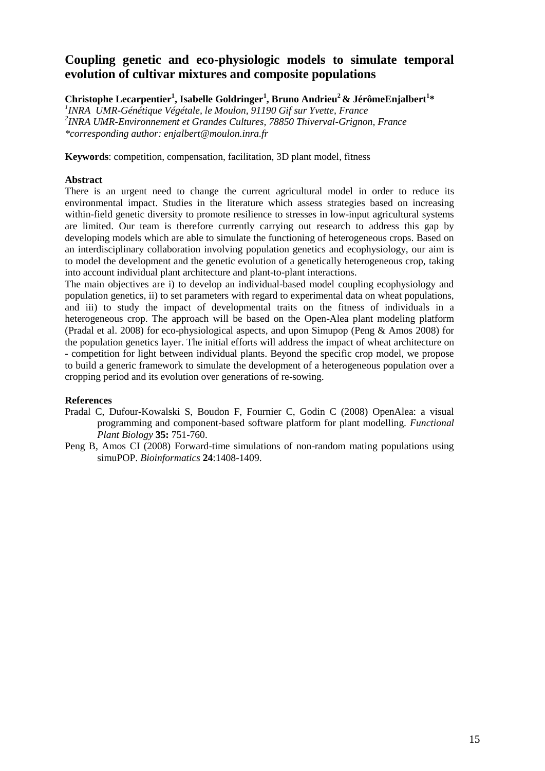# Coupling genetic and eco-physiologic models to simulate temporal evolution of cultivar mixtures and composite populations

**Christophe Lecarpentier[1], Isabelle Goldringer[1], Bruno Andrieu[2] & JérômeEnjalbert[1]***

*[1]INRA UMR-Génétique Végétale, le Moulon, 91190 Gif sur Yvette, France*
*[2]INRA UMR-Environnement et Grandes Cultures, 78850 Thiverval-Grignon, France*
*\*corresponding author: enjalbert@moulon.inra.fr*

**Keywords**: competition, compensation, facilitation, 3D plant model, fitness

**Abstract**

There is an urgent need to change the current agricultural model in order to reduce its environmental impact. Studies in the literature which assess strategies based on increasing within-field genetic diversity to promote resilience to stresses in low-input agricultural systems are limited. Our team is therefore currently carrying out research to address this gap by developing models which are able to simulate the functioning of heterogeneous crops. Based on an interdisciplinary collaboration involving population genetics and ecophysiology, our aim is to model the development and the genetic evolution of a genetically heterogeneous crop, taking into account individual plant architecture and plant-to-plant interactions.

The main objectives are i) to develop an individual-based model coupling ecophysiology and population genetics, ii) to set parameters with regard to experimental data on wheat populations, and iii) to study the impact of developmental traits on the fitness of individuals in a heterogeneous crop. The approach will be based on the Open-Alea plant modeling platform (Pradal et al. 2008) for eco-physiological aspects, and upon Simupop (Peng & Amos 2008) for the population genetics layer. The initial efforts will address the impact of wheat architecture on - competition for light between individual plants. Beyond the specific crop model, we propose to build a generic framework to simulate the development of a heterogeneous population over a cropping period and its evolution over generations of re-sowing.

**References**

Pradal C, Dufour-Kowalski S, Boudon F, Fournier C, Godin C (2008) OpenAlea: a visual programming and component-based software platform for plant modelling. *Functional Plant Biology* **35:** 751-760.

Peng B, Amos CI (2008) Forward-time simulations of non-random mating populations using simuPOP. *Bioinformatics* **24**:1408-1409.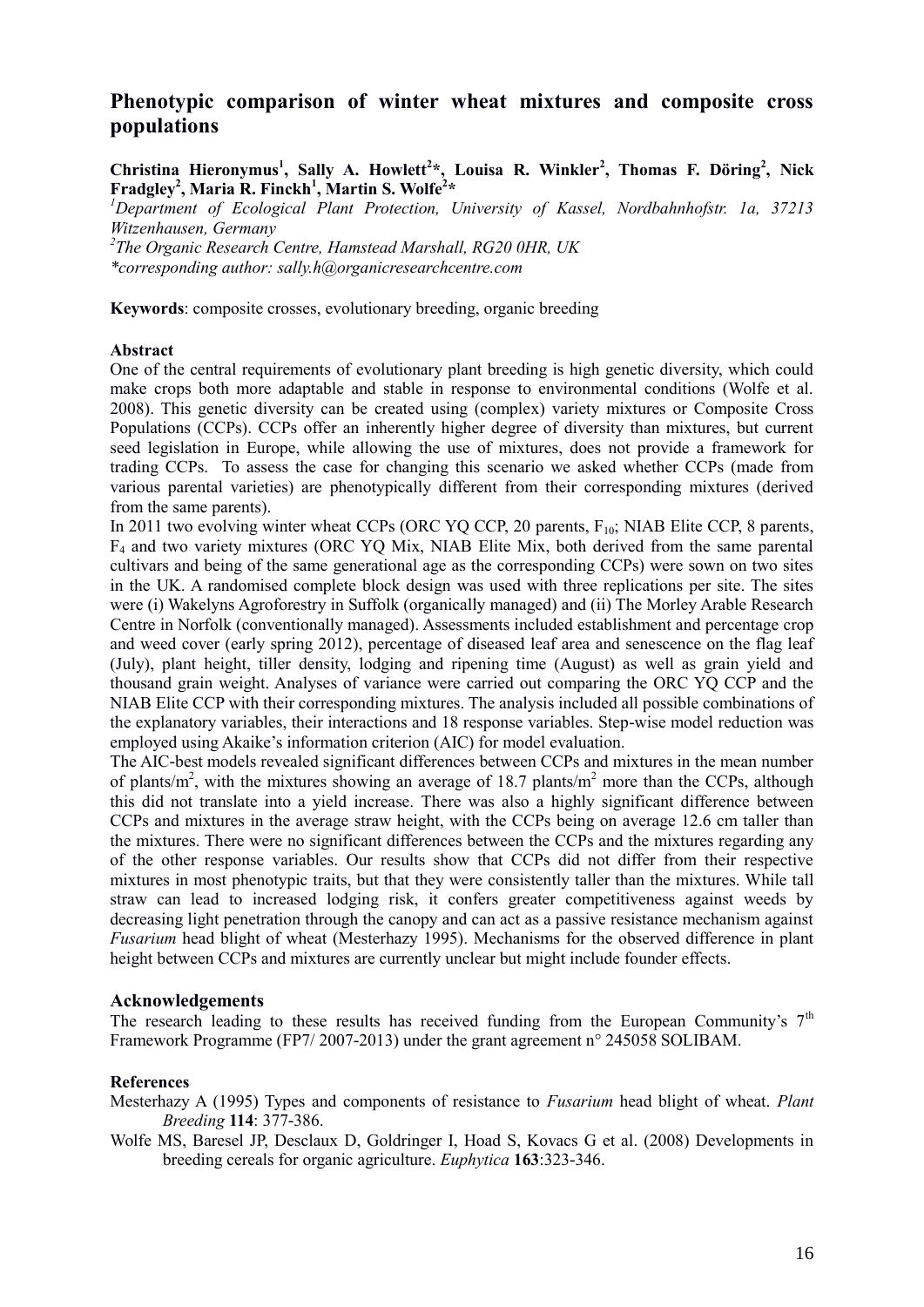# Phenotypic comparison of winter wheat mixtures and composite cross populations

**Christina Hieronymus[1], Sally A. Howlett[2]\*, Louisa R. Winkler[2], Thomas F. Döring[2], Nick Fradgley[2], Maria R. Finckh[1], Martin S. Wolfe[2]\***

[1]*Department of Ecological Plant Protection, University of Kassel, Nordbahnhofstr. 1a, 37213 Witzenhausen, Germany*

[2]*The Organic Research Centre, Hamstead Marshall, RG20 0HR, UK*

*\*corresponding author: sally.h@organicresearchcentre.com*

**Keywords**: composite crosses, evolutionary breeding, organic breeding

**Abstract**

One of the central requirements of evolutionary plant breeding is high genetic diversity, which could make crops both more adaptable and stable in response to environmental conditions (Wolfe et al. 2008). This genetic diversity can be created using (complex) variety mixtures or Composite Cross Populations (CCPs). CCPs offer an inherently higher degree of diversity than mixtures, but current seed legislation in Europe, while allowing the use of mixtures, does not provide a framework for trading CCPs. To assess the case for changing this scenario we asked whether CCPs (made from various parental varieties) are phenotypically different from their corresponding mixtures (derived from the same parents).

In 2011 two evolving winter wheat CCPs (ORC YQ CCP, 20 parents, $F_{10}$; NIAB Elite CCP, 8 parents, $F_4$ and two variety mixtures (ORC YQ Mix, NIAB Elite Mix, both derived from the same parental cultivars and being of the same generational age as the corresponding CCPs) were sown on two sites in the UK. A randomised complete block design was used with three replications per site. The sites were (i) Wakelyns Agroforestry in Suffolk (organically managed) and (ii) The Morley Arable Research Centre in Norfolk (conventionally managed). Assessments included establishment and percentage crop and weed cover (early spring 2012), percentage of diseased leaf area and senescence on the flag leaf (July), plant height, tiller density, lodging and ripening time (August) as well as grain yield and thousand grain weight. Analyses of variance were carried out comparing the ORC YQ CCP and the NIAB Elite CCP with their corresponding mixtures. The analysis included all possible combinations of the explanatory variables, their interactions and 18 response variables. Step-wise model reduction was employed using Akaike's information criterion (AIC) for model evaluation.

The AIC-best models revealed significant differences between CCPs and mixtures in the mean number of plants/m$^2$, with the mixtures showing an average of 18.7 plants/m$^2$ more than the CCPs, although this did not translate into a yield increase. There was also a highly significant difference between CCPs and mixtures in the average straw height, with the CCPs being on average 12.6 cm taller than the mixtures. There were no significant differences between the CCPs and the mixtures regarding any of the other response variables. Our results show that CCPs did not differ from their respective mixtures in most phenotypic traits, but that they were consistently taller than the mixtures. While tall straw can lead to increased lodging risk, it confers greater competitiveness against weeds by decreasing light penetration through the canopy and can act as a passive resistance mechanism against *Fusarium* head blight of wheat (Mesterhazy 1995). Mechanisms for the observed difference in plant height between CCPs and mixtures are currently unclear but might include founder effects.

## Acknowledgements

The research leading to these results has received funding from the European Community's 7$^{th}$ Framework Programme (FP7/ 2007-2013) under the grant agreement n° 245058 SOLIBAM.

**References**

Mesterhazy A (1995) Types and components of resistance to *Fusarium* head blight of wheat. *Plant Breeding* **114**: 377-386.

Wolfe MS, Baresel JP, Desclaux D, Goldringer I, Hoad S, Kovacs G et al. (2008) Developments in breeding cereals for organic agriculture. *Euphytica* **163**:323-346.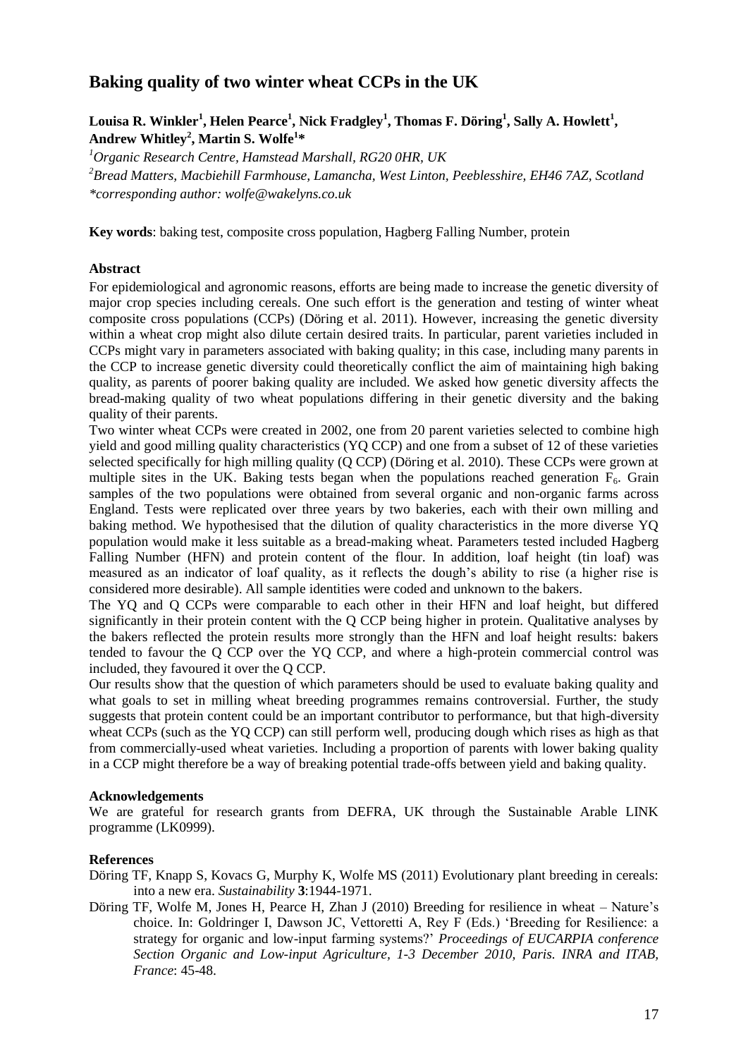# Baking quality of two winter wheat CCPs in the UK

**Louisa R. Winkler[1], Helen Pearce[1], Nick Fradgley[1], Thomas F. Döring[1], Sally A. Howlett[1], Andrew Whitley[2], Martin S. Wolfe[1]***

*[1]Organic Research Centre, Hamstead Marshall, RG20 0HR, UK*

*[2]Bread Matters, Macbiehill Farmhouse, Lamancha, West Linton, Peeblesshire, EH46 7AZ, Scotland*

*\*corresponding author: wolfe@wakelyns.co.uk*

**Key words**: baking test, composite cross population, Hagberg Falling Number, protein

**Abstract**

For epidemiological and agronomic reasons, efforts are being made to increase the genetic diversity of major crop species including cereals. One such effort is the generation and testing of winter wheat composite cross populations (CCPs) (Döring et al. 2011). However, increasing the genetic diversity within a wheat crop might also dilute certain desired traits. In particular, parent varieties included in CCPs might vary in parameters associated with baking quality; in this case, including many parents in the CCP to increase genetic diversity could theoretically conflict the aim of maintaining high baking quality, as parents of poorer baking quality are included. We asked how genetic diversity affects the bread-making quality of two wheat populations differing in their genetic diversity and the baking quality of their parents.

Two winter wheat CCPs were created in 2002, one from 20 parent varieties selected to combine high yield and good milling quality characteristics (YQ CCP) and one from a subset of 12 of these varieties selected specifically for high milling quality (Q CCP) (Döring et al. 2010). These CCPs were grown at multiple sites in the UK. Baking tests began when the populations reached generation $F_6$. Grain samples of the two populations were obtained from several organic and non-organic farms across England. Tests were replicated over three years by two bakeries, each with their own milling and baking method. We hypothesised that the dilution of quality characteristics in the more diverse YQ population would make it less suitable as a bread-making wheat. Parameters tested included Hagberg Falling Number (HFN) and protein content of the flour. In addition, loaf height (tin loaf) was measured as an indicator of loaf quality, as it reflects the dough's ability to rise (a higher rise is considered more desirable). All sample identities were coded and unknown to the bakers.

The YQ and Q CCPs were comparable to each other in their HFN and loaf height, but differed significantly in their protein content with the Q CCP being higher in protein. Qualitative analyses by the bakers reflected the protein results more strongly than the HFN and loaf height results: bakers tended to favour the Q CCP over the YQ CCP, and where a high-protein commercial control was included, they favoured it over the Q CCP.

Our results show that the question of which parameters should be used to evaluate baking quality and what goals to set in milling wheat breeding programmes remains controversial. Further, the study suggests that protein content could be an important contributor to performance, but that high-diversity wheat CCPs (such as the YQ CCP) can still perform well, producing dough which rises as high as that from commercially-used wheat varieties. Including a proportion of parents with lower baking quality in a CCP might therefore be a way of breaking potential trade-offs between yield and baking quality.

**Acknowledgements**

We are grateful for research grants from DEFRA, UK through the Sustainable Arable LINK programme (LK0999).

**References**

Döring TF, Knapp S, Kovacs G, Murphy K, Wolfe MS (2011) Evolutionary plant breeding in cereals: into a new era. *Sustainability* **3**:1944-1971.

Döring TF, Wolfe M, Jones H, Pearce H, Zhan J (2010) Breeding for resilience in wheat – Nature's choice. In: Goldringer I, Dawson JC, Vettoretti A, Rey F (Eds.) 'Breeding for Resilience: a strategy for organic and low-input farming systems?' *Proceedings of EUCARPIA conference Section Organic and Low-input Agriculture, 1-3 December 2010, Paris. INRA and ITAB, France*: 45-48.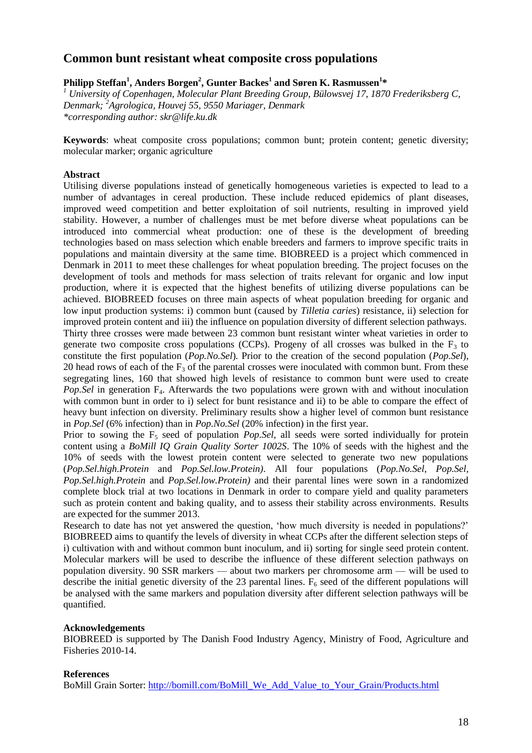# Common bunt resistant wheat composite cross populations

**Philipp Steffan[1], Anders Borgen[2], Gunter Backes[1] and Søren K. Rasmussen[1]***

*[1] University of Copenhagen, Molecular Plant Breeding Group, Bülowsvej 17, 1870 Frederiksberg C, Denmark; [2]Agrologica, Houvej 55, 9550 Mariager, Denmark*
*\*corresponding author: skr@life.ku.dk*

**Keywords**: wheat composite cross populations; common bunt; protein content; genetic diversity; molecular marker; organic agriculture

## Abstract

Utilising diverse populations instead of genetically homogeneous varieties is expected to lead to a number of advantages in cereal production. These include reduced epidemics of plant diseases, improved weed competition and better exploitation of soil nutrients, resulting in improved yield stability. However, a number of challenges must be met before diverse wheat populations can be introduced into commercial wheat production: one of these is the development of breeding technologies based on mass selection which enable breeders and farmers to improve specific traits in populations and maintain diversity at the same time. BIOBREED is a project which commenced in Denmark in 2011 to meet these challenges for wheat population breeding. The project focuses on the development of tools and methods for mass selection of traits relevant for organic and low input production, where it is expected that the highest benefits of utilizing diverse populations can be achieved. BIOBREED focuses on three main aspects of wheat population breeding for organic and low input production systems: i) common bunt (caused by *Tilletia caries*) resistance, ii) selection for improved protein content and iii) the influence on population diversity of different selection pathways. Thirty three crosses were made between 23 common bunt resistant winter wheat varieties in order to generate two composite cross populations (CCPs). Progeny of all crosses was bulked in the $F_3$ to constitute the first population (*Pop.No.Sel*). Prior to the creation of the second population (*Pop.Sel*), 20 head rows of each of the $F_3$ of the parental crosses were inoculated with common bunt. From these segregating lines, 160 that showed high levels of resistance to common bunt were used to create *Pop.Sel* in generation $F_4$. Afterwards the two populations were grown with and without inoculation with common bunt in order to i) select for bunt resistance and ii) to be able to compare the effect of heavy bunt infection on diversity. Preliminary results show a higher level of common bunt resistance in *Pop.Sel* (6% infection) than in *Pop.No.Sel* (20% infection) in the first year.

Prior to sowing the $F_5$ seed of population *Pop.Sel*, all seeds were sorted individually for protein content using a *BoMill IQ Grain Quality Sorter 1002S*. The 10% of seeds with the highest and the 10% of seeds with the lowest protein content were selected to generate two new populations (*Pop.Sel.high.Protein* and *Pop.Sel.low.Protein)*. All four populations (*Pop.No.Sel*, *Pop.Sel, Pop.Sel.high.Protein* and *Pop.Sel.low.Protein)* and their parental lines were sown in a randomized complete block trial at two locations in Denmark in order to compare yield and quality parameters such as protein content and baking quality, and to assess their stability across environments. Results are expected for the summer 2013.

Research to date has not yet answered the question, 'how much diversity is needed in populations?' BIOBREED aims to quantify the levels of diversity in wheat CCPs after the different selection steps of i) cultivation with and without common bunt inoculum, and ii) sorting for single seed protein content. Molecular markers will be used to describe the influence of these different selection pathways on population diversity. 90 SSR markers — about two markers per chromosome arm — will be used to describe the initial genetic diversity of the 23 parental lines. $F_6$ seed of the different populations will be analysed with the same markers and population diversity after different selection pathways will be quantified.

## Acknowledgements

BIOBREED is supported by The Danish Food Industry Agency, Ministry of Food, Agriculture and Fisheries 2010-14.

## References

BoMill Grain Sorter: http://bomill.com/BoMill_We_Add_Value_to_Your_Grain/Products.html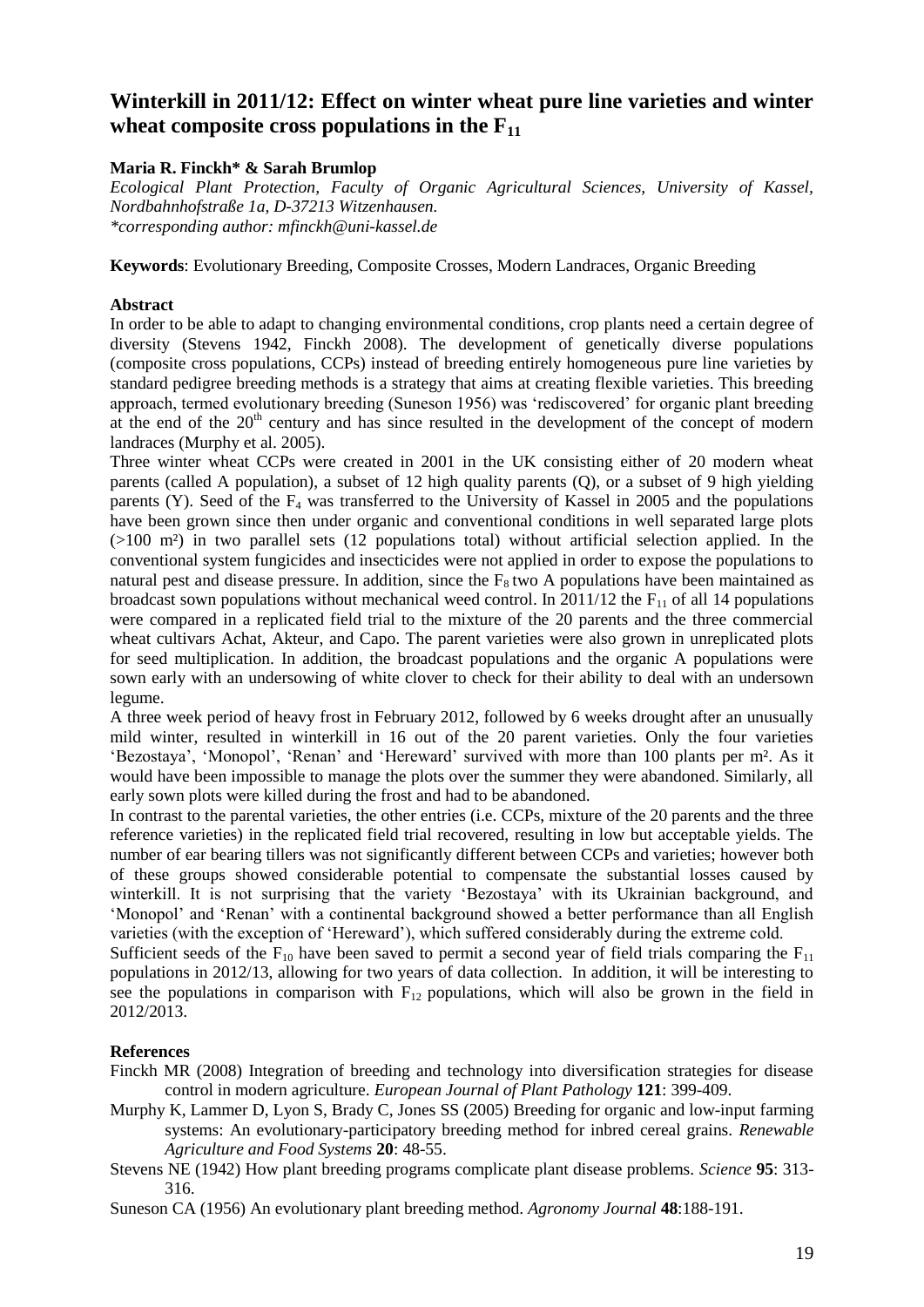## Winterkill in 2011/12: Effect on winter wheat pure line varieties and winter wheat composite cross populations in the $F_{11}$

**Maria R. Finckh\* & Sarah Brumlop**

*Ecological Plant Protection, Faculty of Organic Agricultural Sciences, University of Kassel, Nordbahnhofstraße 1a, D-37213 Witzenhausen.*
*\*corresponding author: mfinckh@uni-kassel.de*

**Keywords**: Evolutionary Breeding, Composite Crosses, Modern Landraces, Organic Breeding

**Abstract**

In order to be able to adapt to changing environmental conditions, crop plants need a certain degree of diversity (Stevens 1942, Finckh 2008). The development of genetically diverse populations (composite cross populations, CCPs) instead of breeding entirely homogeneous pure line varieties by standard pedigree breeding methods is a strategy that aims at creating flexible varieties. This breeding approach, termed evolutionary breeding (Suneson 1956) was 'rediscovered' for organic plant breeding at the end of the 20th century and has since resulted in the development of the concept of modern landraces (Murphy et al. 2005).

Three winter wheat CCPs were created in 2001 in the UK consisting either of 20 modern wheat parents (called A population), a subset of 12 high quality parents (Q), or a subset of 9 high yielding parents (Y). Seed of the $F_4$ was transferred to the University of Kassel in 2005 and the populations have been grown since then under organic and conventional conditions in well separated large plots (>100 m²) in two parallel sets (12 populations total) without artificial selection applied. In the conventional system fungicides and insecticides were not applied in order to expose the populations to natural pest and disease pressure. In addition, since the $F_8$ two A populations have been maintained as broadcast sown populations without mechanical weed control. In 2011/12 the $F_{11}$ of all 14 populations were compared in a replicated field trial to the mixture of the 20 parents and the three commercial wheat cultivars Achat, Akteur, and Capo. The parent varieties were also grown in unreplicated plots for seed multiplication. In addition, the broadcast populations and the organic A populations were sown early with an undersowing of white clover to check for their ability to deal with an undersown legume.

A three week period of heavy frost in February 2012, followed by 6 weeks drought after an unusually mild winter, resulted in winterkill in 16 out of the 20 parent varieties. Only the four varieties 'Bezostaya', 'Monopol', 'Renan' and 'Hereward' survived with more than 100 plants per m². As it would have been impossible to manage the plots over the summer they were abandoned. Similarly, all early sown plots were killed during the frost and had to be abandoned.

In contrast to the parental varieties, the other entries (i.e. CCPs, mixture of the 20 parents and the three reference varieties) in the replicated field trial recovered, resulting in low but acceptable yields. The number of ear bearing tillers was not significantly different between CCPs and varieties; however both of these groups showed considerable potential to compensate the substantial losses caused by winterkill. It is not surprising that the variety 'Bezostaya' with its Ukrainian background, and 'Monopol' and 'Renan' with a continental background showed a better performance than all English varieties (with the exception of 'Hereward'), which suffered considerably during the extreme cold.

Sufficient seeds of the $F_{10}$ have been saved to permit a second year of field trials comparing the $F_{11}$ populations in 2012/13, allowing for two years of data collection. In addition, it will be interesting to see the populations in comparison with $F_{12}$ populations, which will also be grown in the field in 2012/2013.

**References**

Finckh MR (2008) Integration of breeding and technology into diversification strategies for disease control in modern agriculture. *European Journal of Plant Pathology* **121**: 399-409.

Murphy K, Lammer D, Lyon S, Brady C, Jones SS (2005) Breeding for organic and low-input farming systems: An evolutionary-participatory breeding method for inbred cereal grains. *Renewable Agriculture and Food Systems* **20**: 48-55.

Stevens NE (1942) How plant breeding programs complicate plant disease problems. *Science* **95**: 313-316.

Suneson CA (1956) An evolutionary plant breeding method. *Agronomy Journal* **48**:188-191.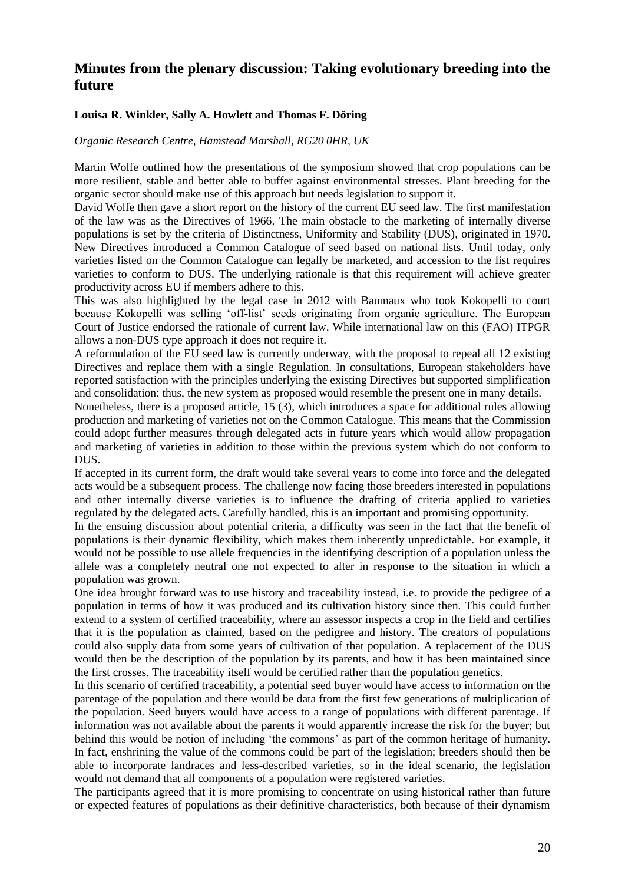## Minutes from the plenary discussion: Taking evolutionary breeding into the future

**Louisa R. Winkler, Sally A. Howlett and Thomas F. Döring**

*Organic Research Centre, Hamstead Marshall, RG20 0HR, UK*

Martin Wolfe outlined how the presentations of the symposium showed that crop populations can be more resilient, stable and better able to buffer against environmental stresses. Plant breeding for the organic sector should make use of this approach but needs legislation to support it.

David Wolfe then gave a short report on the history of the current EU seed law. The first manifestation of the law was as the Directives of 1966. The main obstacle to the marketing of internally diverse populations is set by the criteria of Distinctness, Uniformity and Stability (DUS), originated in 1970. New Directives introduced a Common Catalogue of seed based on national lists. Until today, only varieties listed on the Common Catalogue can legally be marketed, and accession to the list requires varieties to conform to DUS. The underlying rationale is that this requirement will achieve greater productivity across EU if members adhere to this.

This was also highlighted by the legal case in 2012 with Baumaux who took Kokopelli to court because Kokopelli was selling 'off-list' seeds originating from organic agriculture. The European Court of Justice endorsed the rationale of current law. While international law on this (FAO) ITPGR allows a non-DUS type approach it does not require it.

A reformulation of the EU seed law is currently underway, with the proposal to repeal all 12 existing Directives and replace them with a single Regulation. In consultations, European stakeholders have reported satisfaction with the principles underlying the existing Directives but supported simplification and consolidation: thus, the new system as proposed would resemble the present one in many details.

Nonetheless, there is a proposed article, 15 (3), which introduces a space for additional rules allowing production and marketing of varieties not on the Common Catalogue. This means that the Commission could adopt further measures through delegated acts in future years which would allow propagation and marketing of varieties in addition to those within the previous system which do not conform to DUS.

If accepted in its current form, the draft would take several years to come into force and the delegated acts would be a subsequent process. The challenge now facing those breeders interested in populations and other internally diverse varieties is to influence the drafting of criteria applied to varieties regulated by the delegated acts. Carefully handled, this is an important and promising opportunity.

In the ensuing discussion about potential criteria, a difficulty was seen in the fact that the benefit of populations is their dynamic flexibility, which makes them inherently unpredictable. For example, it would not be possible to use allele frequencies in the identifying description of a population unless the allele was a completely neutral one not expected to alter in response to the situation in which a population was grown.

One idea brought forward was to use history and traceability instead, i.e. to provide the pedigree of a population in terms of how it was produced and its cultivation history since then. This could further extend to a system of certified traceability, where an assessor inspects a crop in the field and certifies that it is the population as claimed, based on the pedigree and history. The creators of populations could also supply data from some years of cultivation of that population. A replacement of the DUS would then be the description of the population by its parents, and how it has been maintained since the first crosses. The traceability itself would be certified rather than the population genetics.

In this scenario of certified traceability, a potential seed buyer would have access to information on the parentage of the population and there would be data from the first few generations of multiplication of the population. Seed buyers would have access to a range of populations with different parentage. If information was not available about the parents it would apparently increase the risk for the buyer; but behind this would be notion of including 'the commons' as part of the common heritage of humanity. In fact, enshrining the value of the commons could be part of the legislation; breeders should then be able to incorporate landraces and less-described varieties, so in the ideal scenario, the legislation would not demand that all components of a population were registered varieties.

The participants agreed that it is more promising to concentrate on using historical rather than future or expected features of populations as their definitive characteristics, both because of their dynamism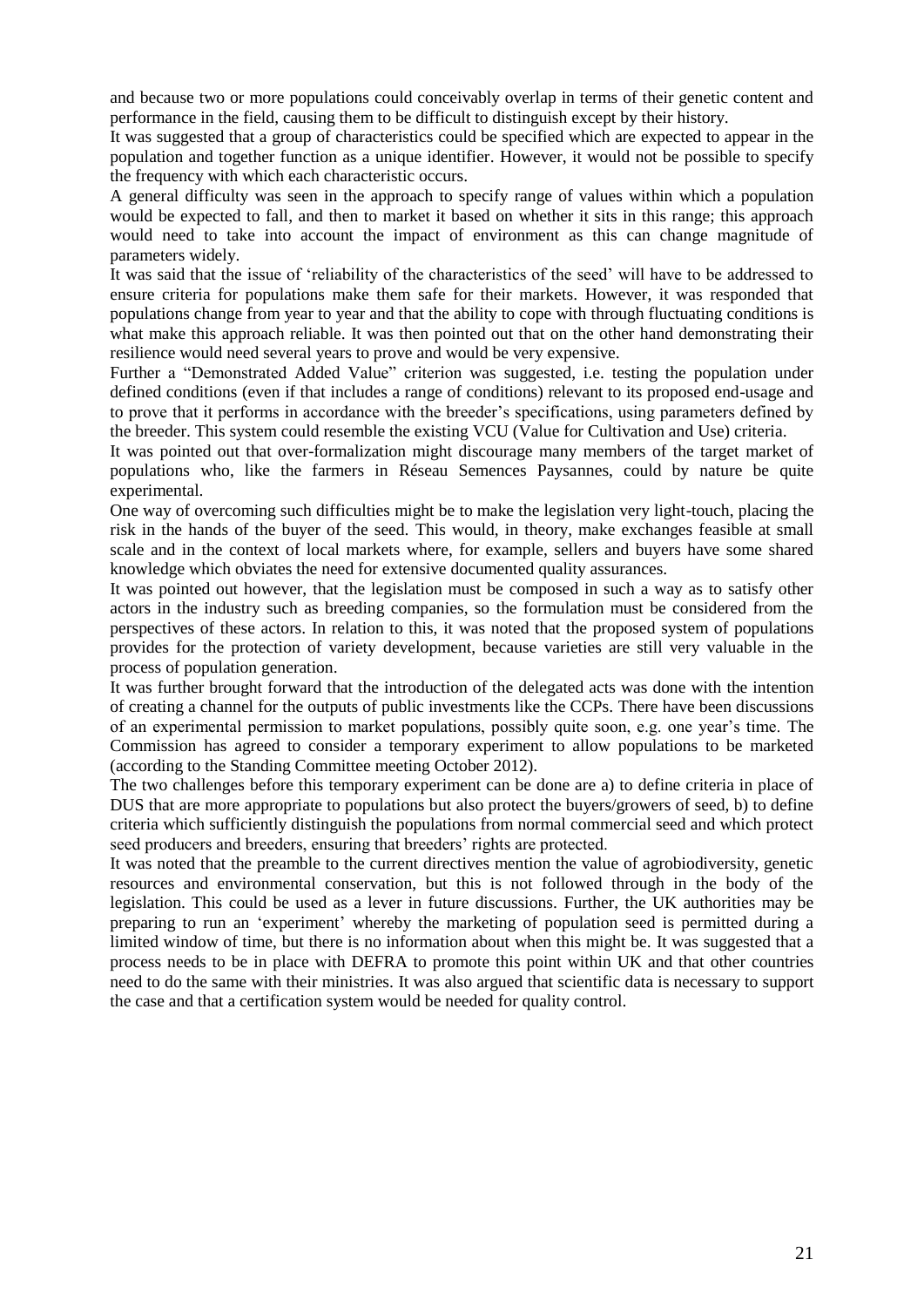and because two or more populations could conceivably overlap in terms of their genetic content and performance in the field, causing them to be difficult to distinguish except by their history.

It was suggested that a group of characteristics could be specified which are expected to appear in the population and together function as a unique identifier. However, it would not be possible to specify the frequency with which each characteristic occurs.

A general difficulty was seen in the approach to specify range of values within which a population would be expected to fall, and then to market it based on whether it sits in this range; this approach would need to take into account the impact of environment as this can change magnitude of parameters widely.

It was said that the issue of 'reliability of the characteristics of the seed' will have to be addressed to ensure criteria for populations make them safe for their markets. However, it was responded that populations change from year to year and that the ability to cope with through fluctuating conditions is what make this approach reliable. It was then pointed out that on the other hand demonstrating their resilience would need several years to prove and would be very expensive.

Further a "Demonstrated Added Value" criterion was suggested, i.e. testing the population under defined conditions (even if that includes a range of conditions) relevant to its proposed end-usage and to prove that it performs in accordance with the breeder's specifications, using parameters defined by the breeder. This system could resemble the existing VCU (Value for Cultivation and Use) criteria.

It was pointed out that over-formalization might discourage many members of the target market of populations who, like the farmers in Réseau Semences Paysannes, could by nature be quite experimental.

One way of overcoming such difficulties might be to make the legislation very light-touch, placing the risk in the hands of the buyer of the seed. This would, in theory, make exchanges feasible at small scale and in the context of local markets where, for example, sellers and buyers have some shared knowledge which obviates the need for extensive documented quality assurances.

It was pointed out however, that the legislation must be composed in such a way as to satisfy other actors in the industry such as breeding companies, so the formulation must be considered from the perspectives of these actors. In relation to this, it was noted that the proposed system of populations provides for the protection of variety development, because varieties are still very valuable in the process of population generation.

It was further brought forward that the introduction of the delegated acts was done with the intention of creating a channel for the outputs of public investments like the CCPs. There have been discussions of an experimental permission to market populations, possibly quite soon, e.g. one year's time. The Commission has agreed to consider a temporary experiment to allow populations to be marketed (according to the Standing Committee meeting October 2012).

The two challenges before this temporary experiment can be done are a) to define criteria in place of DUS that are more appropriate to populations but also protect the buyers/growers of seed, b) to define criteria which sufficiently distinguish the populations from normal commercial seed and which protect seed producers and breeders, ensuring that breeders' rights are protected.

It was noted that the preamble to the current directives mention the value of agrobiodiversity, genetic resources and environmental conservation, but this is not followed through in the body of the legislation. This could be used as a lever in future discussions. Further, the UK authorities may be preparing to run an 'experiment' whereby the marketing of population seed is permitted during a limited window of time, but there is no information about when this might be. It was suggested that a process needs to be in place with DEFRA to promote this point within UK and that other countries need to do the same with their ministries. It was also argued that scientific data is necessary to support the case and that a certification system would be needed for quality control.